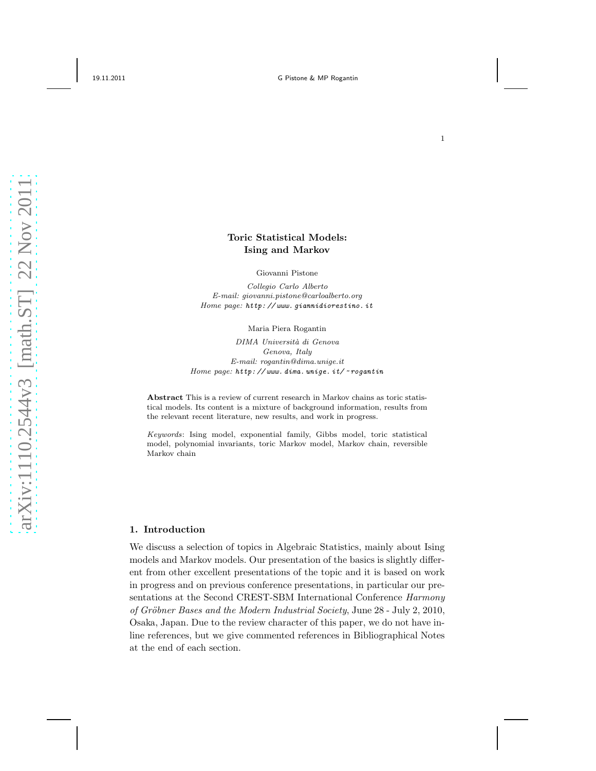# Toric Statistical Models: Ising and Markov

Giovanni Pistone

*Collegio Carlo Alberto*
*E-mail: giovanni.pistone@carloalberto.org*
*Home page: http://www.giannidiorestino.it*

Maria Piera Rogantin

*DIMA Università di Genova*
*Genova, Italy*
*E-mail: rogantin@dima.unige.it*
*Home page: http://www.dima.unige.it/~rogantin*

**Abstract** This is a review of current research in Markov chains as toric statistical models. Its content is a mixture of background information, results from the relevant recent literature, new results, and work in progress.

*Keywords*: Ising model, exponential family, Gibbs model, toric statistical model, polynomial invariants, toric Markov model, Markov chain, reversible Markov chain

## 1. Introduction

We discuss a selection of topics in Algebraic Statistics, mainly about Ising models and Markov models. Our presentation of the basics is slightly different from other excellent presentations of the topic and it is based on work in progress and on previous conference presentations, in particular our presentations at the Second CREST-SBM International Conference *Harmony of Gröbner Bases and the Modern Industrial Society*, June 28 - July 2, 2010, Osaka, Japan. Due to the review character of this paper, we do not have inline references, but we give commented references in Bibliographical Notes at the end of each section.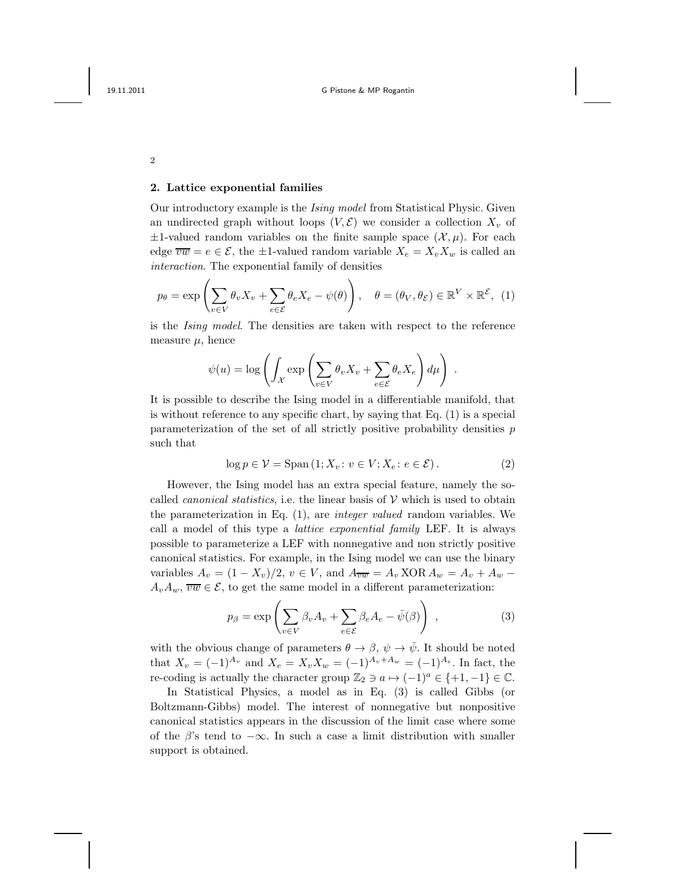## 2. Lattice exponential families

Our introductory example is the *Ising model* from Statistical Physic. Given an undirected graph without loops $(V, \mathcal{E})$ we consider a collection $X_v$ of $\pm 1$-valued random variables on the finite sample space $(\mathcal{X}, \mu)$. For each edge $\overline{vw} = e \in \mathcal{E}$, the $\pm 1$-valued random variable $X_e = X_v X_w$ is called an *interaction*. The exponential family of densities

$$p_\theta = \exp\left(\sum_{v \in V} \theta_v X_v + \sum_{e \in \mathcal{E}} \theta_e X_e - \psi(\theta)\right), \quad \theta = (\theta_V, \theta_{\mathcal{E}}) \in \mathbb{R}^V \times \mathbb{R}^{\mathcal{E}}, \quad (1)$$

is the *Ising model*. The densities are taken with respect to the reference measure $\mu$, hence

$$\psi(u) = \log\left(\int_{\mathcal{X}} \exp\left(\sum_{v \in V} \theta_v X_v + \sum_{e \in \mathcal{E}} \theta_e X_e\right) d\mu\right) \ .$$

It is possible to describe the Ising model in a differentiable manifold, that is without reference to any specific chart, by saying that Eq. (1) is a special parameterization of the set of all strictly positive probability densities $p$ such that

$$\log p \in \mathcal{V} = \operatorname{Span}\left(1; X_v \colon v \in V; X_e \colon e \in \mathcal{E}\right). \quad (2)$$

However, the Ising model has an extra special feature, namely the so-called *canonical statistics*, i.e. the linear basis of $\mathcal{V}$ which is used to obtain the parameterization in Eq. (1), are *integer valued* random variables. We call a model of this type a *lattice exponential family* LEF. It is always possible to parameterize a LEF with nonnegative and non strictly positive canonical statistics. For example, in the Ising model we can use the binary variables $A_v = (1 - X_v)/2$, $v \in V$, and $A_{\overline{vw}} = A_v \operatorname{XOR} A_w = A_v + A_w - A_v A_w$, $\overline{vw} \in \mathcal{E}$, to get the same model in a different parameterization:

$$p_\beta = \exp\left(\sum_{v \in V} \beta_v A_v + \sum_{e \in \mathcal{E}} \beta_e A_e - \bar{\psi}(\beta)\right) \ , \quad (3)$$

with the obvious change of parameters $\theta \to \beta$, $\psi \to \bar{\psi}$. It should be noted that $X_v = (-1)^{A_v}$ and $X_e = X_v X_w = (-1)^{A_v + A_w} = (-1)^{A_e}$. In fact, the re-coding is actually the character group $\mathbb{Z}_2 \ni a \mapsto (-1)^a \in \{+1, -1\} \in \mathbb{C}$.

In Statistical Physics, a model as in Eq. (3) is called Gibbs (or Boltzmann-Gibbs) model. The interest of nonnegative but nonpositive canonical statistics appears in the discussion of the limit case where some of the $\beta$'s tend to $-\infty$. In such a case a limit distribution with smaller support is obtained.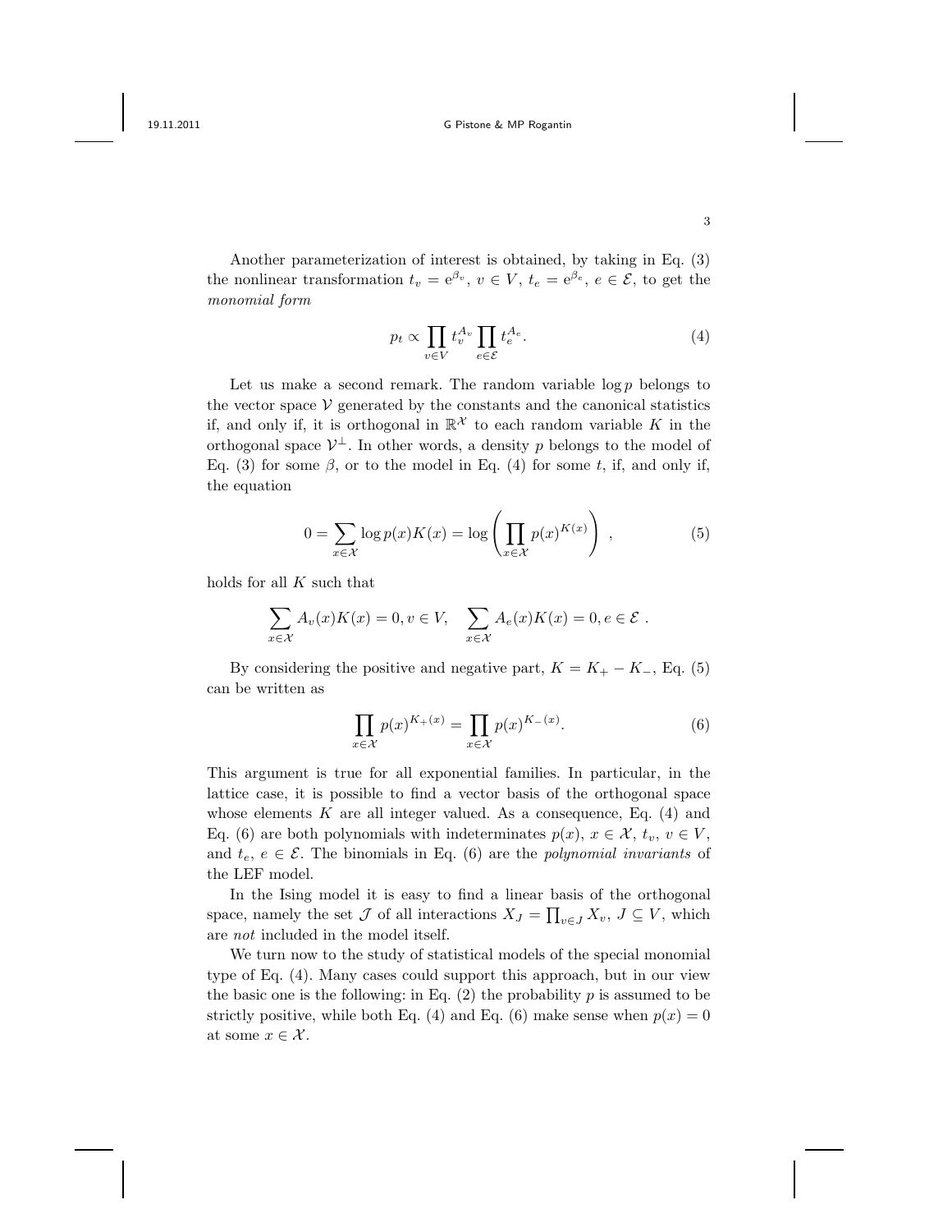Another parameterization of interest is obtained, by taking in Eq. (3) the nonlinear transformation $t_v = \mathrm{e}^{\beta_v}$, $v \in V$, $t_e = \mathrm{e}^{\beta_e}$, $e \in \mathcal{E}$, to get the *monomial form*

$$p_t \propto \prod_{v \in V} t_v^{A_v} \prod_{e \in \mathcal{E}} t_e^{A_e}. \tag{4}$$

Let us make a second remark. The random variable $\log p$ belongs to the vector space $\mathcal{V}$ generated by the constants and the canonical statistics if, and only if, it is orthogonal in $\mathbb{R}^{\mathcal{X}}$ to each random variable $K$ in the orthogonal space $\mathcal{V}^{\perp}$. In other words, a density $p$ belongs to the model of Eq. (3) for some $\beta$, or to the model in Eq. (4) for some $t$, if, and only if, the equation

$$0 = \sum_{x \in \mathcal{X}} \log p(x) K(x) = \log \left( \prod_{x \in \mathcal{X}} p(x)^{K(x)} \right) , \tag{5}$$

holds for all $K$ such that

$$\sum_{x \in \mathcal{X}} A_v(x) K(x) = 0, v \in V, \quad \sum_{x \in \mathcal{X}} A_e(x) K(x) = 0, e \in \mathcal{E} \ .$$

By considering the positive and negative part, $K = K_+ - K_-$, Eq. (5) can be written as

$$\prod_{x \in \mathcal{X}} p(x)^{K_+(x)} = \prod_{x \in \mathcal{X}} p(x)^{K_-(x)}. \tag{6}$$

This argument is true for all exponential families. In particular, in the lattice case, it is possible to find a vector basis of the orthogonal space whose elements $K$ are all integer valued. As a consequence, Eq. (4) and Eq. (6) are both polynomials with indeterminates $p(x)$, $x \in \mathcal{X}$, $t_v$, $v \in V$, and $t_e$, $e \in \mathcal{E}$. The binomials in Eq. (6) are the *polynomial invariants* of the LEF model.

In the Ising model it is easy to find a linear basis of the orthogonal space, namely the set $\mathcal{J}$ of all interactions $X_J = \prod_{v \in J} X_v$, $J \subseteq V$, which are *not* included in the model itself.

We turn now to the study of statistical models of the special monomial type of Eq. (4). Many cases could support this approach, but in our view the basic one is the following: in Eq. (2) the probability $p$ is assumed to be strictly positive, while both Eq. (4) and Eq. (6) make sense when $p(x) = 0$ at some $x \in \mathcal{X}$.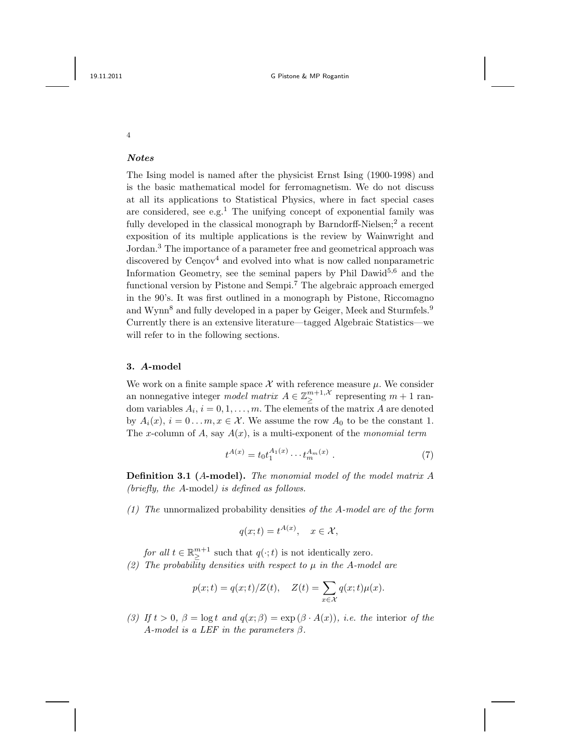### *Notes*

The Ising model is named after the physicist Ernst Ising (1900-1998) and is the basic mathematical model for ferromagnetism. We do not discuss at all its applications to Statistical Physics, where in fact special cases are considered, see e.g.[1] The unifying concept of exponential family was fully developed in the classical monograph by Barndorff-Nielsen;[2] a recent exposition of its multiple applications is the review by Wainwright and Jordan.[3] The importance of a parameter free and geometrical approach was discovered by Cençov[4] and evolved into what is now called nonparametric Information Geometry, see the seminal papers by Phil Dawid[5,6] and the functional version by Pistone and Sempi.[7] The algebraic approach emerged in the 90's. It was first outlined in a monograph by Pistone, Riccomagno and Wynn[8] and fully developed in a paper by Geiger, Meek and Sturmfels.[9] Currently there is an extensive literature—tagged Algebraic Statistics—we will refer to in the following sections.

## 3. *A*-model

We work on a finite sample space $\mathcal{X}$ with reference measure $\mu$. We consider an nonnegative integer *model matrix* $A \in \mathbb{Z}_{\geq}^{m+1,\mathcal{X}}$ representing $m+1$ random variables $A_i$, $i = 0, 1, \ldots, m$. The elements of the matrix $A$ are denoted by $A_i(x)$, $i = 0 \ldots m, x \in \mathcal{X}$. We assume the row $A_0$ to be the constant 1. The $x$-column of $A$, say $A(x)$, is a multi-exponent of the *monomial term*

$$t^{A(x)} = t_0 t_1^{A_1(x)} \cdots t_m^{A_m(x)} \ . \tag{7}$$

**Definition 3.1 (*A*-model).** *The monomial model of the model matrix $A$ (briefly, the $A$-model) is defined as follows.*

*(1) The* unnormalized probability densities *of the A-model are of the form*

$$q(x;t) = t^{A(x)}, \quad x \in \mathcal{X},$$

*for all $t \in \mathbb{R}_{\geq}^{m+1}$* such that $q(\cdot;t)$ is not identically zero.

*(2) The probability densities with respect to $\mu$ in the A-model are*

$$p(x;t) = q(x;t)/Z(t), \quad Z(t) = \sum_{x \in \mathcal{X}} q(x;t)\mu(x).$$

*(3) If $t > 0$, $\beta = \log t$ and $q(x;\beta) = \exp(\beta \cdot A(x))$, i.e. the* interior *of the A-model is a LEF in the parameters $\beta$.*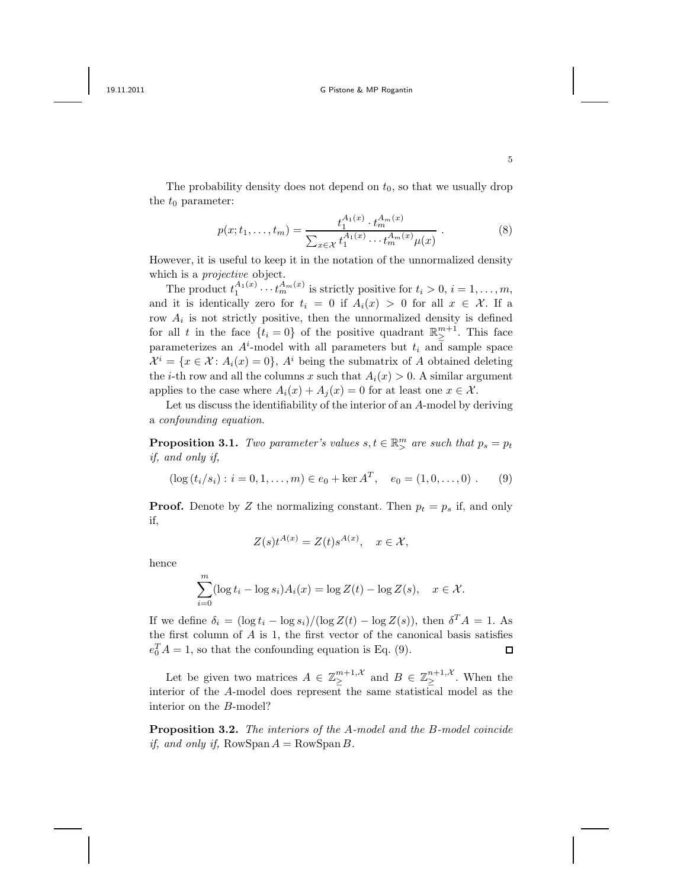The probability density does not depend on $t_0$, so that we usually drop the $t_0$ parameter:

$$
p(x; t_1, \ldots, t_m) = \frac{t_1^{A_1(x)} \cdot t_m^{A_m(x)}}{\sum_{x \in \mathcal{X}} t_1^{A_1(x)} \cdots t_m^{A_m(x)} \mu(x)} . \tag{8}
$$

However, it is useful to keep it in the notation of the unnormalized density which is a *projective* object.

The product $t_1^{A_1(x)} \cdots t_m^{A_m(x)}$ is strictly positive for $t_i > 0$, $i = 1, \ldots, m$, and it is identically zero for $t_i = 0$ if $A_i(x) > 0$ for all $x \in \mathcal{X}$. If a row $A_i$ is not strictly positive, then the unnormalized density is defined for all $t$ in the face $\{t_i = 0\}$ of the positive quadrant $\mathbb{R}_{\geq}^{m+1}$. This face parameterizes an $A^i$-model with all parameters but $t_i$ and sample space $\mathcal{X}^i = \{x \in \mathcal{X} \colon A_i(x) = 0\}$, $A^i$ being the submatrix of $A$ obtained deleting the $i$-th row and all the columns $x$ such that $A_i(x) > 0$. A similar argument applies to the case where $A_i(x) + A_j(x) = 0$ for at least one $x \in \mathcal{X}$.

Let us discuss the identifiability of the interior of an $A$-model by deriving a *confounding equation*.

**Proposition 3.1.** *Two parameter's values $s, t \in \mathbb{R}_{>}^{m}$ are such that $p_s = p_t$ if, and only if,*

$$
(\log (t_i/s_i) : i = 0, 1, \ldots, m) \in e_0 + \ker A^T, \quad e_0 = (1, 0, \ldots, 0) \ . \tag{9}
$$

**Proof.** Denote by $Z$ the normalizing constant. Then $p_t = p_s$ if, and only if,

$$
Z(s) t^{A(x)} = Z(t) s^{A(x)}, \quad x \in \mathcal{X},
$$

hence

$$
\sum_{i=0}^{m} (\log t_i - \log s_i) A_i(x) = \log Z(t) - \log Z(s), \quad x \in \mathcal{X}.
$$

If we define $\delta_i = (\log t_i - \log s_i)/(\log Z(t) - \log Z(s))$, then $\delta^T A = 1$. As the first column of $A$ is 1, the first vector of the canonical basis satisfies $e_0^T A = 1$, so that the confounding equation is Eq. (9). $\square$

Let be given two matrices $A \in \mathbb{Z}_{\geq}^{m+1,\mathcal{X}}$ and $B \in \mathbb{Z}_{\geq}^{n+1,\mathcal{X}}$. When the interior of the $A$-model does represent the same statistical model as the interior on the $B$-model?

**Proposition 3.2.** *The interiors of the $A$-model and the $B$-model coincide if, and only if,* $\operatorname{RowSpan} A = \operatorname{RowSpan} B$.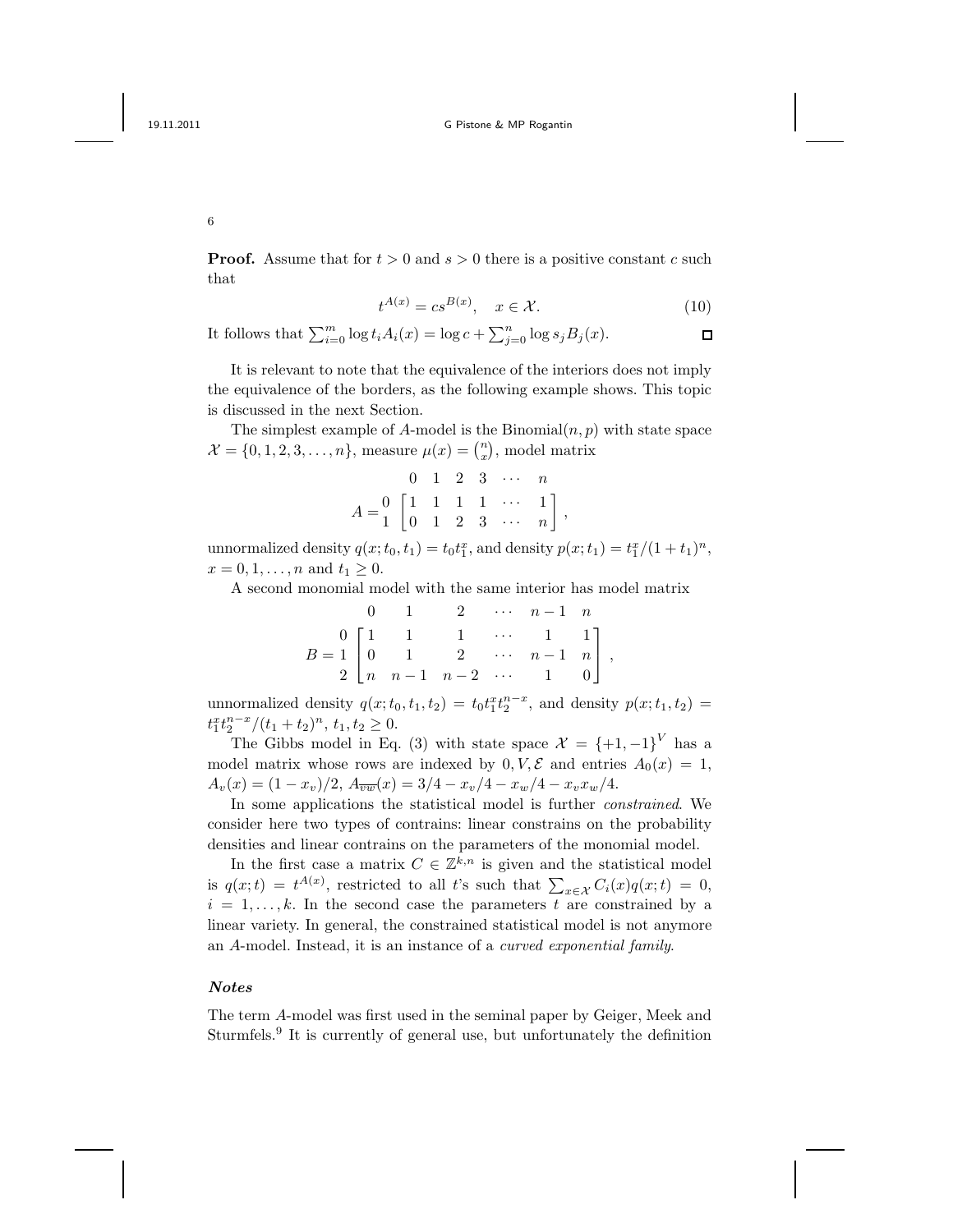**Proof.** Assume that for $t > 0$ and $s > 0$ there is a positive constant $c$ such that

$$t^{A(x)} = cs^{B(x)}, \quad x \in \mathcal{X}. \tag{10}$$

It follows that $\sum_{i=0}^{m} \log t_i A_i(x) = \log c + \sum_{j=0}^{n} \log s_j B_j(x)$. $\square$

It is relevant to note that the equivalence of the interiors does not imply the equivalence of the borders, as the following example shows. This topic is discussed in the next Section.

The simplest example of $A$-model is the Binomial$(n, p)$ with state space $\mathcal{X} = \{0, 1, 2, 3, \dots, n\}$, measure $\mu(x) = \binom{n}{x}$, model matrix

$$A = \begin{matrix} 0 \\ 1 \end{matrix} \overset{\begin{matrix} 0 & 1 & 2 & 3 & \cdots & n \end{matrix}}{\begin{bmatrix} 1 & 1 & 1 & 1 & \cdots & 1 \\ 0 & 1 & 2 & 3 & \cdots & n \end{bmatrix}},$$

unnormalized density $q(x; t_0, t_1) = t_0 t_1^x$, and density $p(x; t_1) = t_1^x/(1 + t_1)^n$, $x = 0, 1, \dots, n$ and $t_1 \geq 0$.

A second monomial model with the same interior has model matrix

$$B = \begin{matrix} 0 \\ 1 \\ 2 \end{matrix} \overset{\begin{matrix} 0 & 1 & 2 & \cdots & n-1 & n \end{matrix}}{\begin{bmatrix} 1 & 1 & 1 & \cdots & 1 & 1 \\ 0 & 1 & 2 & \cdots & n-1 & n \\ n & n-1 & n-2 & \cdots & 1 & 0 \end{bmatrix}},$$

unnormalized density $q(x; t_0, t_1, t_2) = t_0 t_1^x t_2^{n-x}$, and density $p(x; t_1, t_2) = t_1^x t_2^{n-x}/(t_1 + t_2)^n$, $t_1, t_2 \geq 0$.

The Gibbs model in Eq. (3) with state space $\mathcal{X} = \{+1, -1\}^V$ has a model matrix whose rows are indexed by $0, V, \mathcal{E}$ and entries $A_0(x) = 1$, $A_v(x) = (1 - x_v)/2$, $A_{\overline{vw}}(x) = 3/4 - x_v/4 - x_w/4 - x_v x_w/4$.

In some applications the statistical model is further *constrained*. We consider here two types of contrains: linear constrains on the probability densities and linear contrains on the parameters of the monomial model.

In the first case a matrix $C \in \mathbb{Z}^{k,n}$ is given and the statistical model is $q(x; t) = t^{A(x)}$, restricted to all $t$'s such that $\sum_{x \in \mathcal{X}} C_i(x) q(x; t) = 0$, $i = 1, \dots, k$. In the second case the parameters $t$ are constrained by a linear variety. In general, the constrained statistical model is not anymore an $A$-model. Instead, it is an instance of a *curved exponential family*.

### *Notes*

The term $A$-model was first used in the seminal paper by Geiger, Meek and Sturmfels.[9] It is currently of general use, but unfortunately the definition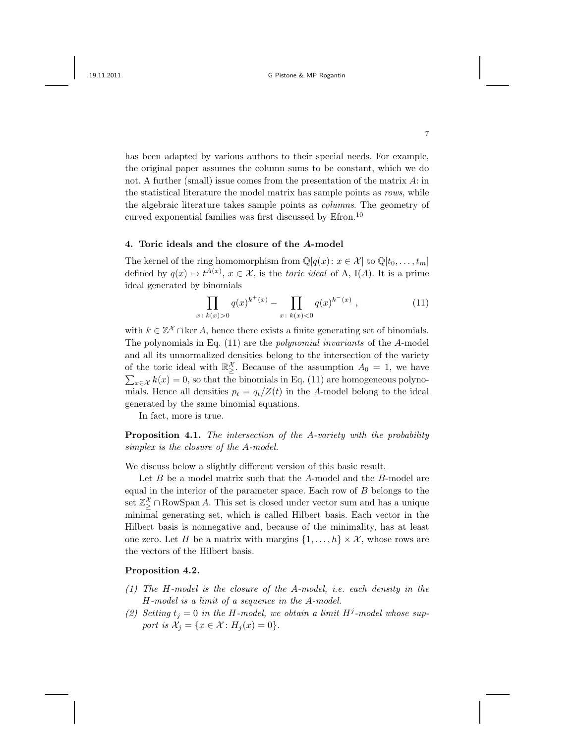has been adapted by various authors to their special needs. For example, the original paper assumes the column sums to be constant, which we do not. A further (small) issue comes from the presentation of the matrix $A$: in the statistical literature the model matrix has sample points as *rows*, while the algebraic literature takes sample points as *columns*. The geometry of curved exponential families was first discussed by Efron.[10]

## 4. Toric ideals and the closure of the *A*-model

The kernel of the ring homomorphism from $\mathbb{Q}[q(x) \colon x \in \mathcal{X}]$ to $\mathbb{Q}[t_0, \ldots, t_m]$ defined by $q(x) \mapsto t^{A(x)}$, $x \in \mathcal{X}$, is the *toric ideal* of A, $\mathrm{I}(A)$. It is a prime ideal generated by binomials

$$\prod_{x \colon k(x) > 0} q(x)^{k^+(x)} - \prod_{x \colon k(x) < 0} q(x)^{k^-(x)} , \tag{11}$$

with $k \in \mathbb{Z}^{\mathcal{X}} \cap \ker A$, hence there exists a finite generating set of binomials. The polynomials in Eq. (11) are the *polynomial invariants* of the $A$-model and all its unnormalized densities belong to the intersection of the variety of the toric ideal with $\mathbb{R}^{\mathcal{X}}_{\geq}$. Because of the assumption $A_0 = 1$, we have $\sum_{x \in \mathcal{X}} k(x) = 0$, so that the binomials in Eq. (11) are homogeneous polynomials. Hence all densities $p_t = q_t / Z(t)$ in the $A$-model belong to the ideal generated by the same binomial equations.

In fact, more is true.

**Proposition 4.1.** *The intersection of the $A$-variety with the probability simplex is the closure of the $A$-model.*

We discuss below a slightly different version of this basic result.

Let $B$ be a model matrix such that the $A$-model and the $B$-model are equal in the interior of the parameter space. Each row of $B$ belongs to the set $\mathbb{Z}^{\mathcal{X}}_{\geq} \cap \mathrm{RowSpan}\, A$. This set is closed under vector sum and has a unique minimal generating set, which is called Hilbert basis. Each vector in the Hilbert basis is nonnegative and, because of the minimality, has at least one zero. Let $H$ be a matrix with margins $\{1, \ldots, h\} \times \mathcal{X}$, whose rows are the vectors of the Hilbert basis.

**Proposition 4.2.**

1. *The $H$-model is the closure of the $A$-model, i.e. each density in the $H$-model is a limit of a sequence in the $A$-model.*
2. *Setting $t_j = 0$ in the $H$-model, we obtain a limit $H^j$-model whose support is $\mathcal{X}_j = \{x \in \mathcal{X} \colon H_j(x) = 0\}$.*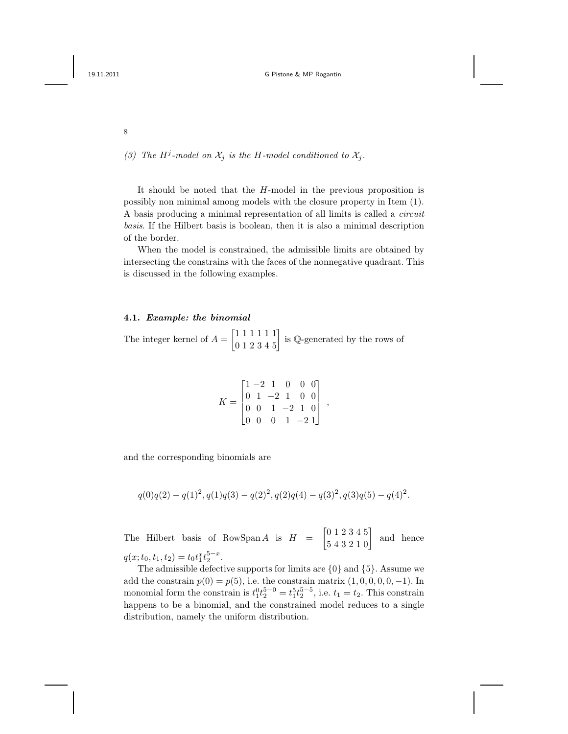*(3) The $H^j$-model on $\mathcal{X}_j$ is the $H$-model conditioned to $\mathcal{X}_j$.*

It should be noted that the $H$-model in the previous proposition is possibly non minimal among models with the closure property in Item (1). A basis producing a minimal representation of all limits is called a *circuit basis*. If the Hilbert basis is boolean, then it is also a minimal description of the border.

When the model is constrained, the admissible limits are obtained by intersecting the constrains with the faces of the nonnegative quadrant. This is discussed in the following examples.

### 4.1. *Example: the binomial*

The integer kernel of $A = \begin{bmatrix} 1 & 1 & 1 & 1 & 1 & 1 \\ 0 & 1 & 2 & 3 & 4 & 5 \end{bmatrix}$ is $\mathbb{Q}$-generated by the rows of

$$K = \begin{bmatrix} 1 & -2 & 1 & 0 & 0 & 0 \\ 0 & 1 & -2 & 1 & 0 & 0 \\ 0 & 0 & 1 & -2 & 1 & 0 \\ 0 & 0 & 0 & 1 & -2 & 1 \end{bmatrix},$$

and the corresponding binomials are

$$q(0)q(2) - q(1)^2, q(1)q(3) - q(2)^2, q(2)q(4) - q(3)^2, q(3)q(5) - q(4)^2.$$

The Hilbert basis of $\operatorname{RowSpan} A$ is $H = \begin{bmatrix} 0 & 1 & 2 & 3 & 4 & 5 \\ 5 & 4 & 3 & 2 & 1 & 0 \end{bmatrix}$ and hence $q(x; t_0, t_1, t_2) = t_0 t_1^x t_2^{5-x}$.

The admissible defective supports for limits are $\{0\}$ and $\{5\}$. Assume we add the constrain $p(0) = p(5)$, i.e. the constrain matrix $(1, 0, 0, 0, 0, -1)$. In monomial form the constrain is $t_1^0 t_2^{5-0} = t_1^5 t_2^{5-5}$, i.e. $t_1 = t_2$. This constrain happens to be a binomial, and the constrained model reduces to a single distribution, namely the uniform distribution.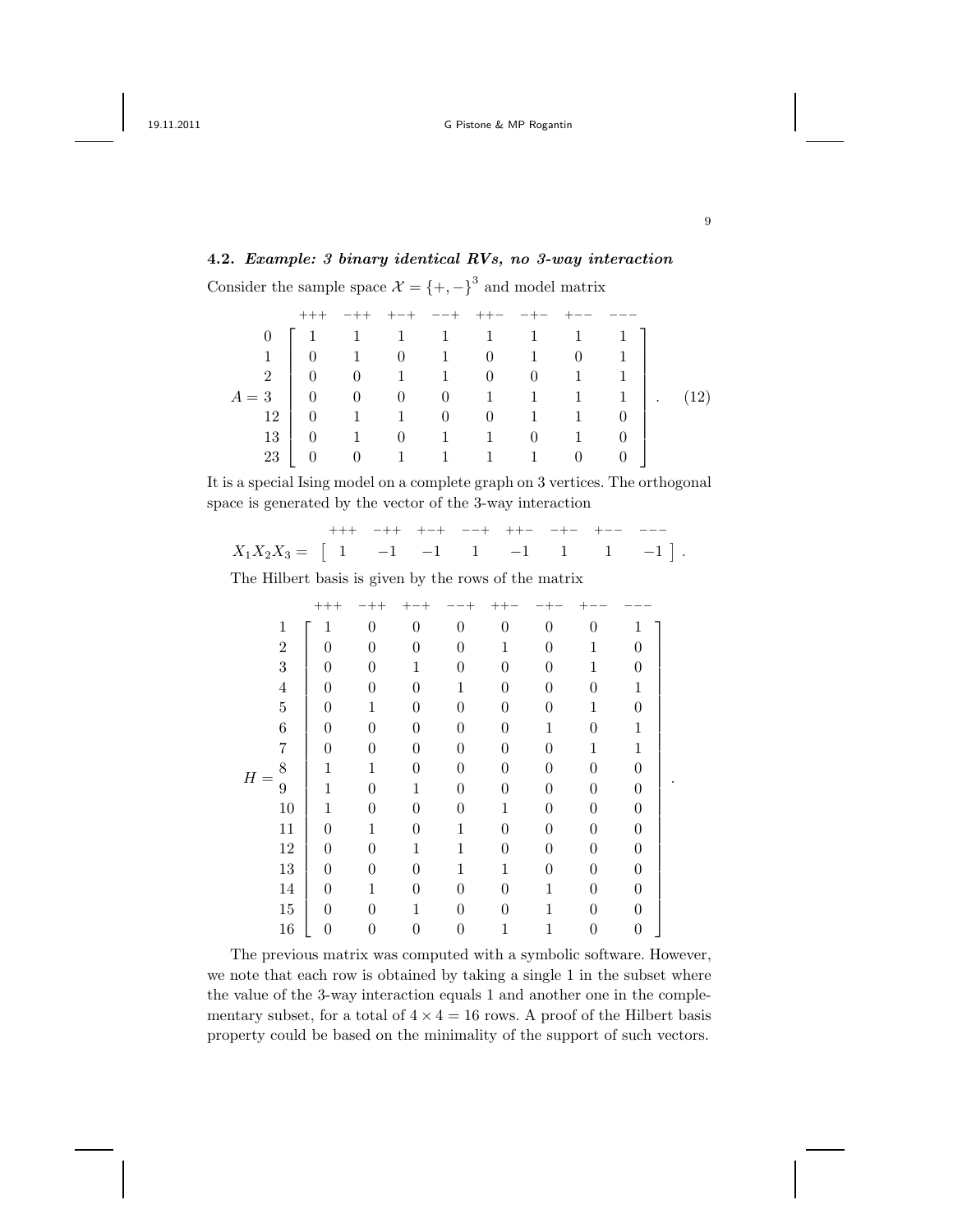### 4.2. *Example: 3 binary identical RVs, no 3-way interaction*

Consider the sample space $\mathcal{X} = \{+,-\}^3$ and model matrix

$$
A = \begin{array}{c} \\ 0 \\ 1 \\ 2 \\ 3 \\ 12 \\ 13 \\ 23 \end{array}
\begin{array}{c}
\begin{array}{cccccccc} +{+}+ & -{+}+ & +{-}+ & -{-}+ & +{+}- & -{+}- & +{-}- & -{-}- \end{array} \\
\left[\begin{array}{cccccccc}
1 & 1 & 1 & 1 & 1 & 1 & 1 & 1 \\
0 & 1 & 0 & 1 & 0 & 1 & 0 & 1 \\
0 & 0 & 1 & 1 & 0 & 0 & 1 & 1 \\
0 & 0 & 0 & 0 & 1 & 1 & 1 & 1 \\
0 & 1 & 1 & 0 & 0 & 1 & 1 & 0 \\
0 & 1 & 0 & 1 & 1 & 0 & 1 & 0 \\
0 & 0 & 1 & 1 & 1 & 1 & 0 & 0
\end{array}\right]
\end{array}. \qquad (12)
$$

It is a special Ising model on a complete graph on 3 vertices. The orthogonal space is generated by the vector of the 3-way interaction

$$
X_1X_2X_3 = \begin{array}{c}
\begin{array}{cccccccc} +{+}+ & -{+}+ & +{-}+ & -{-}+ & +{+}- & -{+}- & +{-}- & -{-}- \end{array} \\
\left[\begin{array}{cccccccc} 1 & -1 & -1 & 1 & -1 & 1 & 1 & -1 \end{array}\right]
\end{array}.
$$

The Hilbert basis is given by the rows of the matrix

$$
H = \begin{array}{c} \\ 1 \\ 2 \\ 3 \\ 4 \\ 5 \\ 6 \\ 7 \\ 8 \\ 9 \\ 10 \\ 11 \\ 12 \\ 13 \\ 14 \\ 15 \\ 16 \end{array}
\begin{array}{c}
\begin{array}{cccccccc} +{+}+ & -{+}+ & +{-}+ & -{-}+ & +{+}- & -{+}- & +{-}- & -{-}- \end{array} \\
\left[\begin{array}{cccccccc}
1 & 0 & 0 & 0 & 0 & 0 & 0 & 1 \\
0 & 0 & 0 & 0 & 1 & 0 & 1 & 0 \\
0 & 0 & 1 & 0 & 0 & 0 & 1 & 0 \\
0 & 0 & 0 & 1 & 0 & 0 & 0 & 1 \\
0 & 1 & 0 & 0 & 0 & 0 & 1 & 0 \\
0 & 0 & 0 & 0 & 0 & 1 & 0 & 1 \\
0 & 0 & 0 & 0 & 0 & 0 & 1 & 1 \\
1 & 1 & 0 & 0 & 0 & 0 & 0 & 0 \\
1 & 0 & 1 & 0 & 0 & 0 & 0 & 0 \\
1 & 0 & 0 & 0 & 1 & 0 & 0 & 0 \\
0 & 1 & 0 & 1 & 0 & 0 & 0 & 0 \\
0 & 0 & 1 & 1 & 0 & 0 & 0 & 0 \\
0 & 0 & 0 & 1 & 1 & 0 & 0 & 0 \\
0 & 1 & 0 & 0 & 0 & 1 & 0 & 0 \\
0 & 0 & 1 & 0 & 0 & 1 & 0 & 0 \\
0 & 0 & 0 & 0 & 1 & 1 & 0 & 0
\end{array}\right]
\end{array}.
$$

The previous matrix was computed with a symbolic software. However, we note that each row is obtained by taking a single 1 in the subset where the value of the 3-way interaction equals 1 and another one in the complementary subset, for a total of $4 \times 4 = 16$ rows. A proof of the Hilbert basis property could be based on the minimality of the support of such vectors.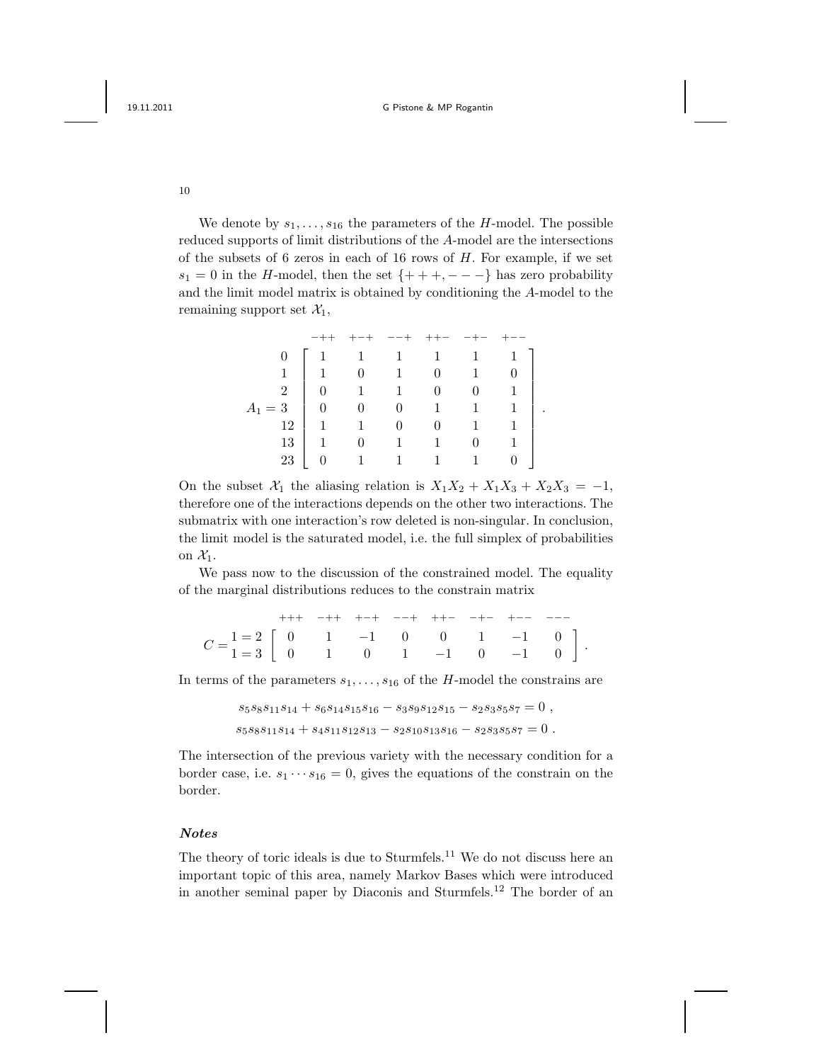We denote by $s_1, \ldots, s_{16}$ the parameters of the $H$-model. The possible reduced supports of limit distributions of the $A$-model are the intersections of the subsets of 6 zeros in each of 16 rows of $H$. For example, if we set $s_1 = 0$ in the $H$-model, then the set $\{+++, ---\}$ has zero probability and the limit model matrix is obtained by conditioning the $A$-model to the remaining support set $\mathcal{X}_1$,

$$
A_1 = \begin{array}{r} \\ 0 \\ 1 \\ 2 \\ 3 \\ 12 \\ 13 \\ 23 \end{array}
\begin{array}{c} \begin{array}{cccccc} -++ & +-+ & --+ & ++- & -+- & +-- \end{array} \\
\left[\begin{array}{cccccc}
1 & 1 & 1 & 1 & 1 & 1 \\
1 & 0 & 1 & 0 & 1 & 0 \\
0 & 1 & 1 & 0 & 0 & 1 \\
0 & 0 & 0 & 1 & 1 & 1 \\
1 & 1 & 0 & 0 & 1 & 1 \\
1 & 0 & 1 & 1 & 0 & 1 \\
0 & 1 & 1 & 1 & 1 & 0
\end{array}\right] \end{array} .
$$

On the subset $\mathcal{X}_1$ the aliasing relation is $X_1X_2 + X_1X_3 + X_2X_3 = -1$, therefore one of the interactions depends on the other two interactions. The submatrix with one interaction's row deleted is non-singular. In conclusion, the limit model is the saturated model, i.e. the full simplex of probabilities on $\mathcal{X}_1$.

We pass now to the discussion of the constrained model. The equality of the marginal distributions reduces to the constrain matrix

$$
C = \begin{array}{r} \\ 1=2 \\ 1=3 \end{array}
\begin{array}{c} \begin{array}{cccccccc} +++ & -++ & +-+ & --+ & ++- & -+- & +-- & --- \end{array} \\
\left[\begin{array}{cccccccc}
0 & 1 & -1 & 0 & 0 & 1 & -1 & 0 \\
0 & 1 & 0 & 1 & -1 & 0 & -1 & 0
\end{array}\right] \end{array} .
$$

In terms of the parameters $s_1, \ldots, s_{16}$ of the $H$-model the constrains are

$$
s_5s_8s_{11}s_{14} + s_6s_{14}s_{15}s_{16} - s_3s_9s_{12}s_{15} - s_2s_3s_5s_7 = 0 ,
$$

$$
s_5s_8s_{11}s_{14} + s_4s_{11}s_{12}s_{13} - s_2s_{10}s_{13}s_{16} - s_2s_3s_5s_7 = 0 .
$$

The intersection of the previous variety with the necessary condition for a border case, i.e. $s_1 \cdots s_{16} = 0$, gives the equations of the constrain on the border.

### *Notes*

The theory of toric ideals is due to Sturmfels.[11] We do not discuss here an important topic of this area, namely Markov Bases which were introduced in another seminal paper by Diaconis and Sturmfels.[12] The border of an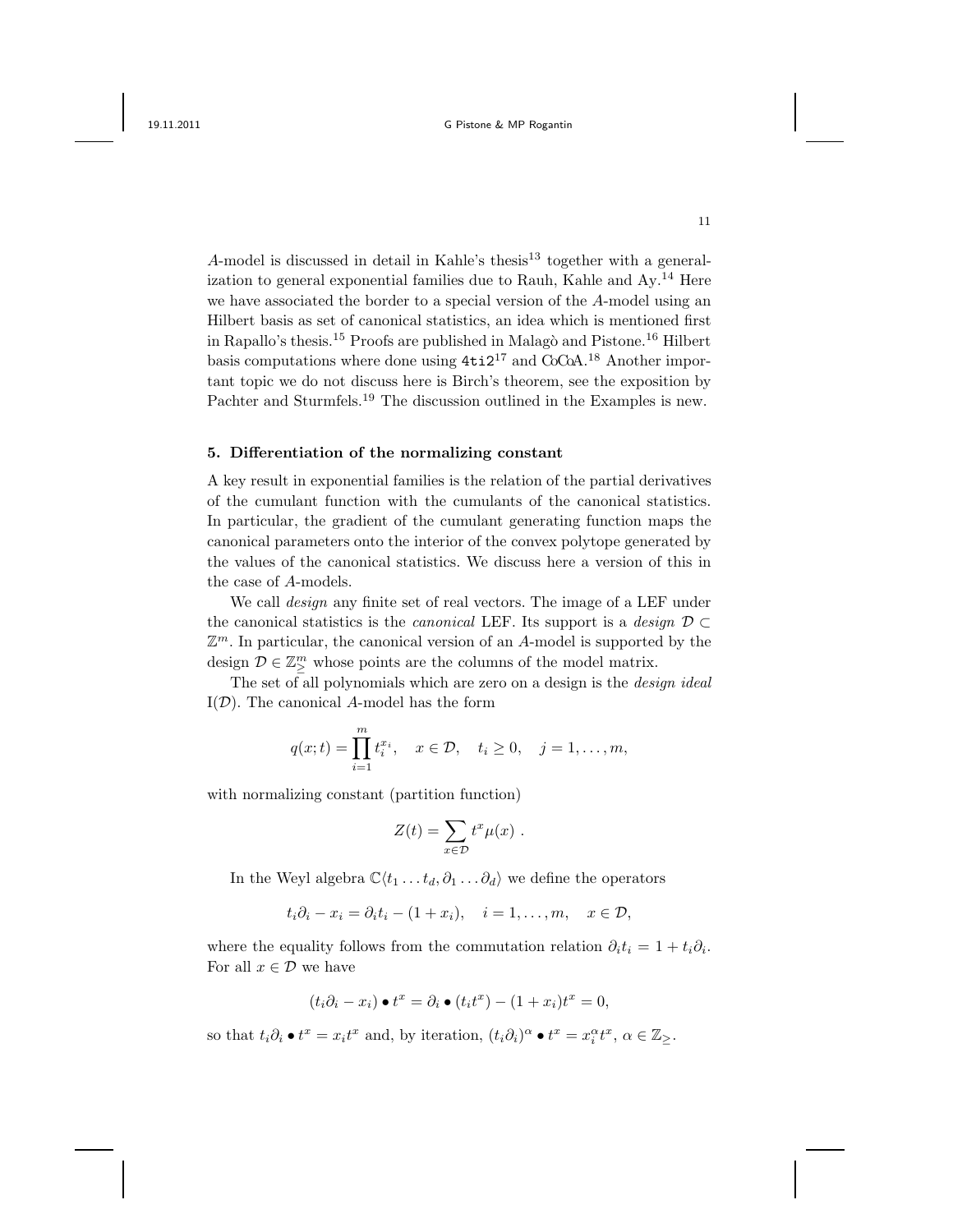$A$-model is discussed in detail in Kahle's thesis[13] together with a generalization to general exponential families due to Rauh, Kahle and Ay.[14] Here we have associated the border to a special version of the $A$-model using an Hilbert basis as set of canonical statistics, an idea which is mentioned first in Rapallo's thesis.[15] Proofs are published in Malagò and Pistone.[16] Hilbert basis computations where done using `4ti2`[17] and CoCoA.[18] Another important topic we do not discuss here is Birch's theorem, see the exposition by Pachter and Sturmfels.[19] The discussion outlined in the Examples is new.

## 5. Differentiation of the normalizing constant

A key result in exponential families is the relation of the partial derivatives of the cumulant function with the cumulants of the canonical statistics. In particular, the gradient of the cumulant generating function maps the canonical parameters onto the interior of the convex polytope generated by the values of the canonical statistics. We discuss here a version of this in the case of $A$-models.

We call *design* any finite set of real vectors. The image of a LEF under the canonical statistics is the *canonical* LEF. Its support is a *design* $\mathcal{D} \subset \mathbb{Z}^m$. In particular, the canonical version of an $A$-model is supported by the design $\mathcal{D} \in \mathbb{Z}^m_{\geq}$ whose points are the columns of the model matrix.

The set of all polynomials which are zero on a design is the *design ideal* $\mathrm{I}(\mathcal{D})$. The canonical $A$-model has the form

$$q(x;t) = \prod_{i=1}^{m} t_i^{x_i}, \quad x \in \mathcal{D}, \quad t_i \geq 0, \quad j = 1, \dots, m,$$

with normalizing constant (partition function)

$$Z(t) = \sum_{x \in \mathcal{D}} t^x \mu(x) \ .$$

In the Weyl algebra $\mathbb{C}\langle t_1 \dots t_d, \partial_1 \dots \partial_d \rangle$ we define the operators

$$t_i \partial_i - x_i = \partial_i t_i - (1 + x_i), \quad i = 1, \dots, m, \quad x \in \mathcal{D},$$

where the equality follows from the commutation relation $\partial_i t_i = 1 + t_i \partial_i$. For all $x \in \mathcal{D}$ we have

$$(t_i \partial_i - x_i) \bullet t^x = \partial_i \bullet (t_i t^x) - (1 + x_i) t^x = 0,$$

so that $t_i \partial_i \bullet t^x = x_i t^x$ and, by iteration, $(t_i \partial_i)^\alpha \bullet t^x = x_i^\alpha t^x$, $\alpha \in \mathbb{Z}_{\geq}$.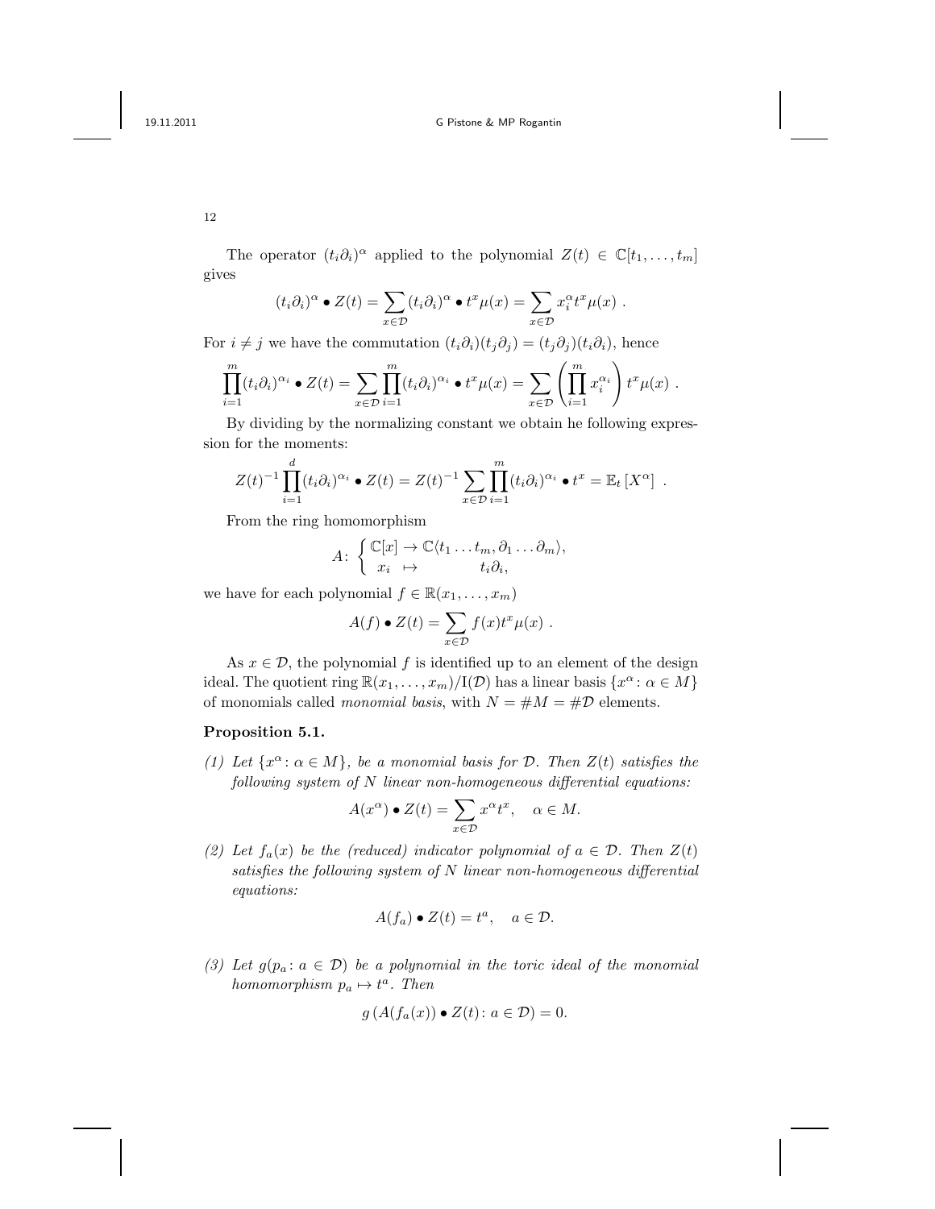The operator $(t_i\partial_i)^\alpha$ applied to the polynomial $Z(t) \in \mathbb{C}[t_1, \ldots, t_m]$ gives

$$(t_i\partial_i)^\alpha \bullet Z(t) = \sum_{x \in \mathcal{D}} (t_i\partial_i)^\alpha \bullet t^x \mu(x) = \sum_{x \in \mathcal{D}} x_i^\alpha t^x \mu(x) \ .$$

For $i \neq j$ we have the commutation $(t_i\partial_i)(t_j\partial_j) = (t_j\partial_j)(t_i\partial_i)$, hence

$$\prod_{i=1}^m (t_i\partial_i)^{\alpha_i} \bullet Z(t) = \sum_{x \in \mathcal{D}} \prod_{i=1}^m (t_i\partial_i)^{\alpha_i} \bullet t^x \mu(x) = \sum_{x \in \mathcal{D}} \left( \prod_{i=1}^m x_i^{\alpha_i} \right) t^x \mu(x) \ .$$

By dividing by the normalizing constant we obtain he following expression for the moments:

$$Z(t)^{-1} \prod_{i=1}^d (t_i\partial_i)^{\alpha_i} \bullet Z(t) = Z(t)^{-1} \sum_{x \in \mathcal{D}} \prod_{i=1}^m (t_i\partial_i)^{\alpha_i} \bullet t^x = \mathbb{E}_t \left[ X^\alpha \right] \ .$$

From the ring homomorphism

$$A \colon \begin{cases} \mathbb{C}[x] \to \mathbb{C}\langle t_1 \ldots t_m, \partial_1 \ldots \partial_m \rangle, \\ x_i \ \mapsto \qquad\qquad t_i\partial_i, \end{cases}$$

we have for each polynomial $f \in \mathbb{R}(x_1, \ldots, x_m)$

$$A(f) \bullet Z(t) = \sum_{x \in \mathcal{D}} f(x) t^x \mu(x) \ .$$

As $x \in \mathcal{D}$, the polynomial $f$ is identified up to an element of the design ideal. The quotient ring $\mathbb{R}(x_1, \ldots, x_m)/\mathrm{I}(\mathcal{D})$ has a linear basis $\{x^\alpha \colon \alpha \in M\}$ of monomials called *monomial basis*, with $N = \#M = \#\mathcal{D}$ elements.

**Proposition 5.1.**

*(1) Let $\{x^\alpha \colon \alpha \in M\}$, be a monomial basis for $\mathcal{D}$. Then $Z(t)$ satisfies the following system of $N$ linear non-homogeneous differential equations:*

$$A(x^\alpha) \bullet Z(t) = \sum_{x \in \mathcal{D}} x^\alpha t^x, \quad \alpha \in M.$$

*(2) Let $f_a(x)$ be the (reduced) indicator polynomial of $a \in \mathcal{D}$. Then $Z(t)$ satisfies the following system of $N$ linear non-homogeneous differential equations:*

$$A(f_a) \bullet Z(t) = t^a, \quad a \in \mathcal{D}.$$

*(3) Let $g(p_a \colon a \in \mathcal{D})$ be a polynomial in the toric ideal of the monomial homomorphism $p_a \mapsto t^a$. Then*

$$g\left(A(f_a(x)) \bullet Z(t) \colon a \in \mathcal{D}\right) = 0.$$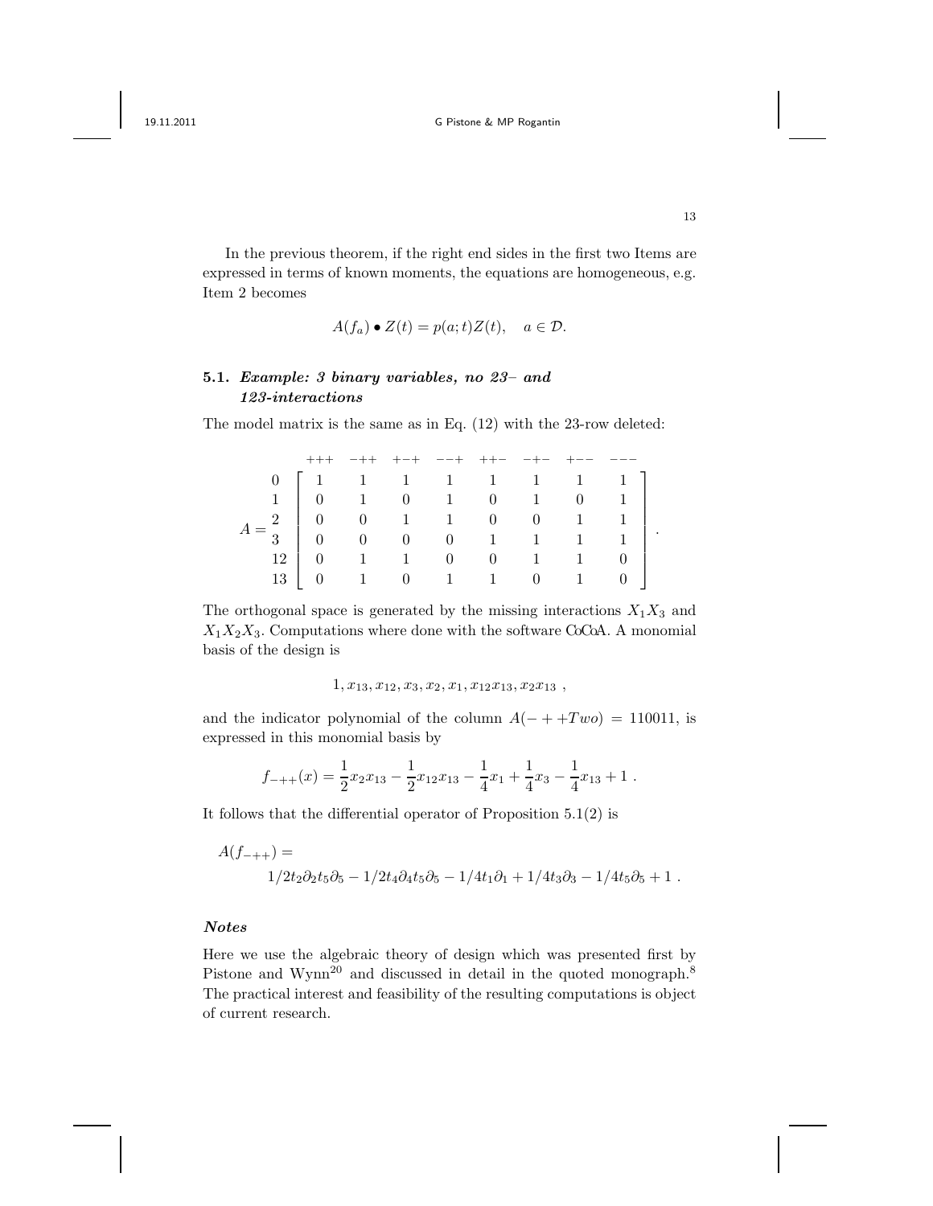In the previous theorem, if the right end sides in the first two Items are expressed in terms of known moments, the equations are homogeneous, e.g. Item 2 becomes

$$A(f_a) \bullet Z(t) = p(a;t)Z(t), \quad a \in \mathcal{D}.$$

### 5.1. *Example: 3 binary variables, no 23– and 123-interactions*

The model matrix is the same as in Eq. (12) with the 23-row deleted:

$$A = \begin{array}{c} \\ 0 \\ 1 \\ 2 \\ 3 \\ 12 \\ 13 \end{array} \begin{array}{c} \begin{array}{cccccccc} +{+}+ & -{+}+ & +{-}+ & -{-}+ & +{+}- & -{+}- & +{-}- & -{-}- \end{array} \\ \left[ \begin{array}{cccccccc} 1 & 1 & 1 & 1 & 1 & 1 & 1 & 1 \\ 0 & 1 & 0 & 1 & 0 & 1 & 0 & 1 \\ 0 & 0 & 1 & 1 & 0 & 0 & 1 & 1 \\ 0 & 0 & 0 & 0 & 1 & 1 & 1 & 1 \\ 0 & 1 & 1 & 0 & 0 & 1 & 1 & 0 \\ 0 & 1 & 0 & 1 & 1 & 0 & 1 & 0 \end{array} \right] \end{array} .$$

The orthogonal space is generated by the missing interactions $X_1X_3$ and $X_1X_2X_3$. Computations where done with the software CoCoA. A monomial basis of the design is

$$1, x_{13}, x_{12}, x_3, x_2, x_1, x_{12}x_{13}, x_2x_{13} \ ,$$

and the indicator polynomial of the column $A(-++Two) = 110011$, is expressed in this monomial basis by

$$f_{-++}(x) = \frac{1}{2}x_2x_{13} - \frac{1}{2}x_{12}x_{13} - \frac{1}{4}x_1 + \frac{1}{4}x_3 - \frac{1}{4}x_{13} + 1 \ .$$

It follows that the differential operator of Proposition 5.1(2) is

$$A(f_{-++}) = 1/2t_2\partial_2t_5\partial_5 - 1/2t_4\partial_4t_5\partial_5 - 1/4t_1\partial_1 + 1/4t_3\partial_3 - 1/4t_5\partial_5 + 1 \ .$$

#### *Notes*

Here we use the algebraic theory of design which was presented first by Pistone and Wynn[20] and discussed in detail in the quoted monograph.[8] The practical interest and feasibility of the resulting computations is object of current research.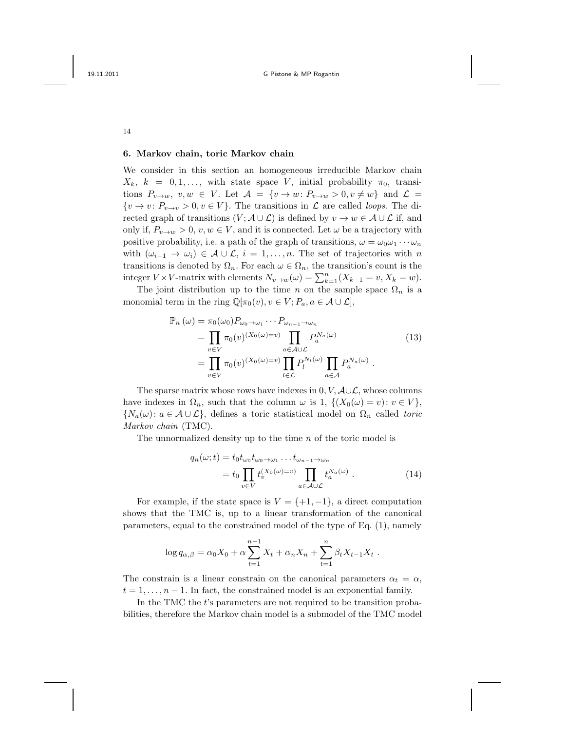## 6. Markov chain, toric Markov chain

We consider in this section an homogeneous irreducible Markov chain $X_k$, $k = 0, 1, \ldots$, with state space $V$, initial probability $\pi_0$, transitions $P_{v\to w}$, $v, w \in V$. Let $\mathcal{A} = \{v \to w \colon P_{v\to w} > 0, v \neq w\}$ and $\mathcal{L} = \{v \to v \colon P_{v\to v} > 0, v \in V\}$. The transitions in $\mathcal{L}$ are called *loops*. The directed graph of transitions $(V; \mathcal{A} \cup \mathcal{L})$ is defined by $v \to w \in \mathcal{A} \cup \mathcal{L}$ if, and only if, $P_{v\to w} > 0$, $v, w \in V$, and it is connected. Let $\omega$ be a trajectory with positive probability, i.e. a path of the graph of transitions, $\omega = \omega_0\omega_1 \cdots \omega_n$ with $(\omega_{i-1} \to \omega_i) \in \mathcal{A} \cup \mathcal{L}$, $i = 1, \ldots, n$. The set of trajectories with $n$ transitions is denoted by $\Omega_n$. For each $\omega \in \Omega_n$, the transition's count is the integer $V \times V$-matrix with elements $N_{v\to w}(\omega) = \sum_{k=1}^{n} (X_{k-1} = v, X_k = w)$.

The joint distribution up to the time $n$ on the sample space $\Omega_n$ is a monomial term in the ring $\mathbb{Q}[\pi_0(v), v \in V; P_a, a \in \mathcal{A} \cup \mathcal{L}]$,

$$
\begin{aligned}
\mathbb{P}_n(\omega) &= \pi_0(\omega_0) P_{\omega_0\to\omega_1} \cdots P_{\omega_{n-1}\to\omega_n} \\
&= \prod_{v\in V} \pi_0(v)^{(X_0(\omega)=v)} \prod_{a\in\mathcal{A}\cup\mathcal{L}} P_a^{N_a(\omega)} \\
&= \prod_{v\in V} \pi_0(v)^{(X_0(\omega)=v)} \prod_{l\in\mathcal{L}} P_l^{N_l(\omega)} \prod_{a\in\mathcal{A}} P_a^{N_a(\omega)} \ .
\end{aligned}
\tag{13}
$$

The sparse matrix whose rows have indexes in $0, V, \mathcal{A}\cup\mathcal{L}$, whose columns have indexes in $\Omega_n$, such that the column $\omega$ is 1, $\{(X_0(\omega) = v) \colon v \in V\}$, $\{N_a(\omega) \colon a \in \mathcal{A} \cup \mathcal{L}\}$, defines a toric statistical model on $\Omega_n$ called *toric Markov chain* (TMC).

The unnormalized density up to the time $n$ of the toric model is

$$
\begin{aligned}
q_n(\omega; t) &= t_0 t_{\omega_0} t_{\omega_0\to\omega_1} \ldots t_{\omega_{n-1}\to\omega_n} \\
&= t_0 \prod_{v\in V} t_v^{(X_0(\omega)=v)} \prod_{a\in\mathcal{A}\cup\mathcal{L}} t_a^{N_a(\omega)} \ .
\end{aligned}
\tag{14}
$$

For example, if the state space is $V = \{+1, -1\}$, a direct computation shows that the TMC is, up to a linear transformation of the canonical parameters, equal to the constrained model of the type of Eq. (1), namely

$$
\log q_{\alpha,\beta} = \alpha_0 X_0 + \alpha \sum_{t=1}^{n-1} X_t + \alpha_n X_n + \sum_{t=1}^{n} \beta_t X_{t-1} X_t \ .
$$

The constrain is a linear constrain on the canonical parameters $\alpha_t = \alpha$, $t = 1, \ldots, n-1$. In fact, the constrained model is an exponential family.

In the TMC the $t$'s parameters are not required to be transition probabilities, therefore the Markov chain model is a submodel of the TMC model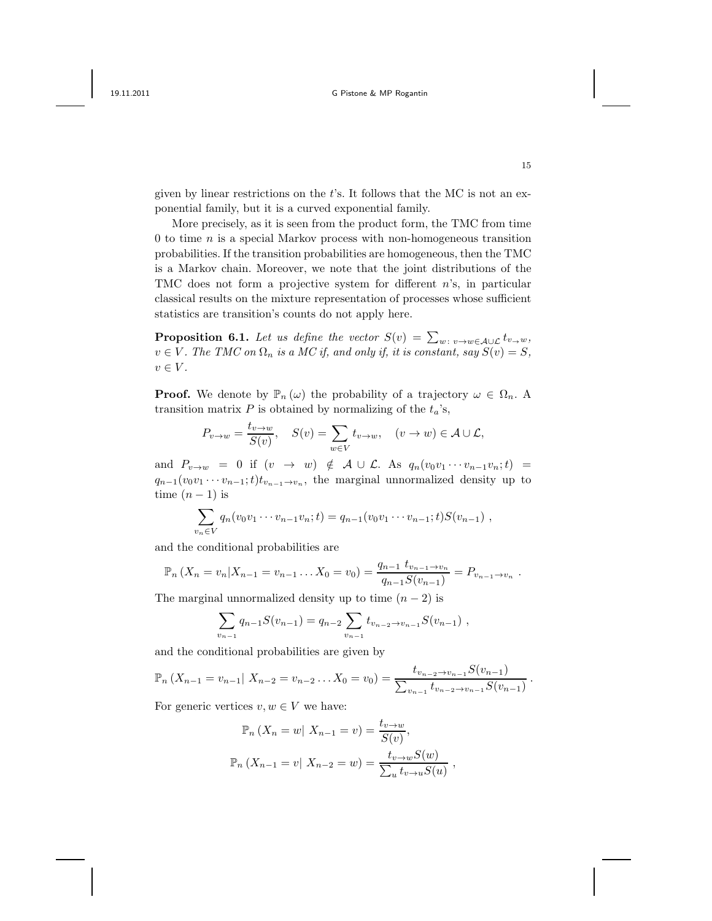given by linear restrictions on the $t$'s. It follows that the MC is not an exponential family, but it is a curved exponential family.

More precisely, as it is seen from the product form, the TMC from time 0 to time $n$ is a special Markov process with non-homogeneous transition probabilities. If the transition probabilities are homogeneous, then the TMC is a Markov chain. Moreover, we note that the joint distributions of the TMC does not form a projective system for different $n$'s, in particular classical results on the mixture representation of processes whose sufficient statistics are transition's counts do not apply here.

**Proposition 6.1.** *Let us define the vector $S(v) = \sum_{w\colon v\to w \in \mathcal{A}\cup\mathcal{L}} t_{v\to w}$, $v \in V$. The TMC on $\Omega_n$ is a MC if, and only if, it is constant, say $S(v) = S$, $v \in V$.*

**Proof.** We denote by $\mathbb{P}_n(\omega)$ the probability of a trajectory $\omega \in \Omega_n$. A transition matrix $P$ is obtained by normalizing of the $t_a$'s,

$$P_{v\to w} = \frac{t_{v\to w}}{S(v)}, \quad S(v) = \sum_{w\in V} t_{v\to w}, \quad (v \to w) \in \mathcal{A}\cup\mathcal{L},$$

and $P_{v\to w} = 0$ if $(v \to w) \notin \mathcal{A}\cup\mathcal{L}$. As $q_n(v_0v_1\cdots v_{n-1}v_n;t) = q_{n-1}(v_0v_1\cdots v_{n-1};t)t_{v_{n-1}\to v_n}$, the marginal unnormalized density up to time $(n-1)$ is

$$\sum_{v_n\in V} q_n(v_0v_1\cdots v_{n-1}v_n;t) = q_{n-1}(v_0v_1\cdots v_{n-1};t)S(v_{n-1}) \ ,$$

and the conditional probabilities are

$$\mathbb{P}_n\left(X_n = v_n | X_{n-1} = v_{n-1} \ldots X_0 = v_0\right) = \frac{q_{n-1}\ t_{v_{n-1}\to v_n}}{q_{n-1}S(v_{n-1})} = P_{v_{n-1}\to v_n} \ .$$

The marginal unnormalized density up to time $(n-2)$ is

$$\sum_{v_{n-1}} q_{n-1}S(v_{n-1}) = q_{n-2}\sum_{v_{n-1}} t_{v_{n-2}\to v_{n-1}}S(v_{n-1}) \ ,$$

and the conditional probabilities are given by

$$\mathbb{P}_n\left(X_{n-1} = v_{n-1} |\ X_{n-2} = v_{n-2} \ldots X_0 = v_0\right) = \frac{t_{v_{n-2}\to v_{n-1}}S(v_{n-1})}{\sum_{v_{n-1}} t_{v_{n-2}\to v_{n-1}}S(v_{n-1})} \ .$$

For generic vertices $v, w \in V$ we have:

$$\mathbb{P}_n\left(X_n = w |\ X_{n-1} = v\right) = \frac{t_{v\to w}}{S(v)},$$

$$\mathbb{P}_n\left(X_{n-1} = v |\ X_{n-2} = w\right) = \frac{t_{v\to w}S(w)}{\sum_u t_{v\to u}S(u)} \ ,$$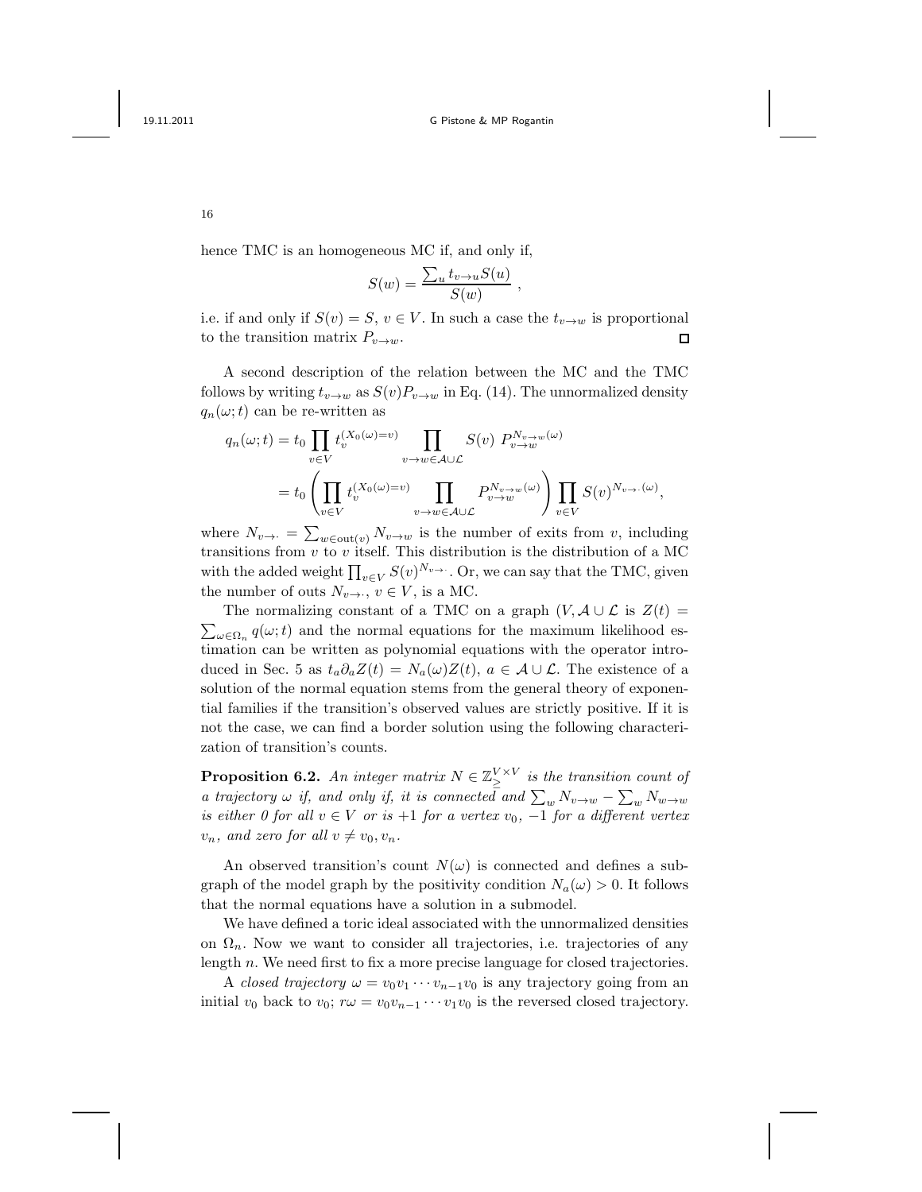hence TMC is an homogeneous MC if, and only if,

$$S(w) = \frac{\sum_u t_{v\to u} S(u)}{S(w)} \ ,$$

i.e. if and only if $S(v) = S$, $v \in V$. In such a case the $t_{v\to w}$ is proportional to the transition matrix $P_{v\to w}$. $\square$

A second description of the relation between the MC and the TMC follows by writing $t_{v\to w}$ as $S(v)P_{v\to w}$ in Eq. (14). The unnormalized density $q_n(\omega;t)$ can be re-written as

$$\begin{aligned} q_n(\omega;t) &= t_0 \prod_{v\in V} t_v^{(X_0(\omega)=v)} \prod_{v\to w\in\mathcal{A}\cup\mathcal{L}} S(v)\ P_{v\to w}^{N_{v\to w}(\omega)} \\ &= t_0 \left( \prod_{v\in V} t_v^{(X_0(\omega)=v)} \prod_{v\to w\in\mathcal{A}\cup\mathcal{L}} P_{v\to w}^{N_{v\to w}(\omega)} \right) \prod_{v\in V} S(v)^{N_{v\to\cdot}(\omega)}, \end{aligned}$$

where $N_{v\to\cdot} = \sum_{w\in\mathrm{out}(v)} N_{v\to w}$ is the number of exits from $v$, including transitions from $v$ to $v$ itself. This distribution is the distribution of a MC with the added weight $\prod_{v\in V} S(v)^{N_{v\to\cdot}}$. Or, we can say that the TMC, given the number of outs $N_{v\to\cdot}$, $v \in V$, is a MC.

The normalizing constant of a TMC on a graph $(V, \mathcal{A}\cup\mathcal{L}$ is $Z(t) = \sum_{\omega\in\Omega_n} q(\omega;t)$ and the normal equations for the maximum likelihood estimation can be written as polynomial equations with the operator introduced in Sec. 5 as $t_a \partial_a Z(t) = N_a(\omega) Z(t)$, $a \in \mathcal{A}\cup\mathcal{L}$. The existence of a solution of the normal equation stems from the general theory of exponential families if the transition's observed values are strictly positive. If it is not the case, we can find a border solution using the following characterization of transition's counts.

**Proposition 6.2.** *An integer matrix $N \in \mathbb{Z}_\geq^{V\times V}$ is the transition count of a trajectory $\omega$ if, and only if, it is connected and $\sum_w N_{v\to w} - \sum_w N_{w\to w}$ is either 0 for all $v \in V$ or is $+1$ for a vertex $v_0$, $-1$ for a different vertex $v_n$, and zero for all $v \neq v_0, v_n$.*

An observed transition's count $N(\omega)$ is connected and defines a subgraph of the model graph by the positivity condition $N_a(\omega) > 0$. It follows that the normal equations have a solution in a submodel.

We have defined a toric ideal associated with the unnormalized densities on $\Omega_n$. Now we want to consider all trajectories, i.e. trajectories of any length $n$. We need first to fix a more precise language for closed trajectories.

A *closed trajectory* $\omega = v_0 v_1 \cdots v_{n-1} v_0$ is any trajectory going from an initial $v_0$ back to $v_0$; $r\omega = v_0 v_{n-1} \cdots v_1 v_0$ is the reversed closed trajectory.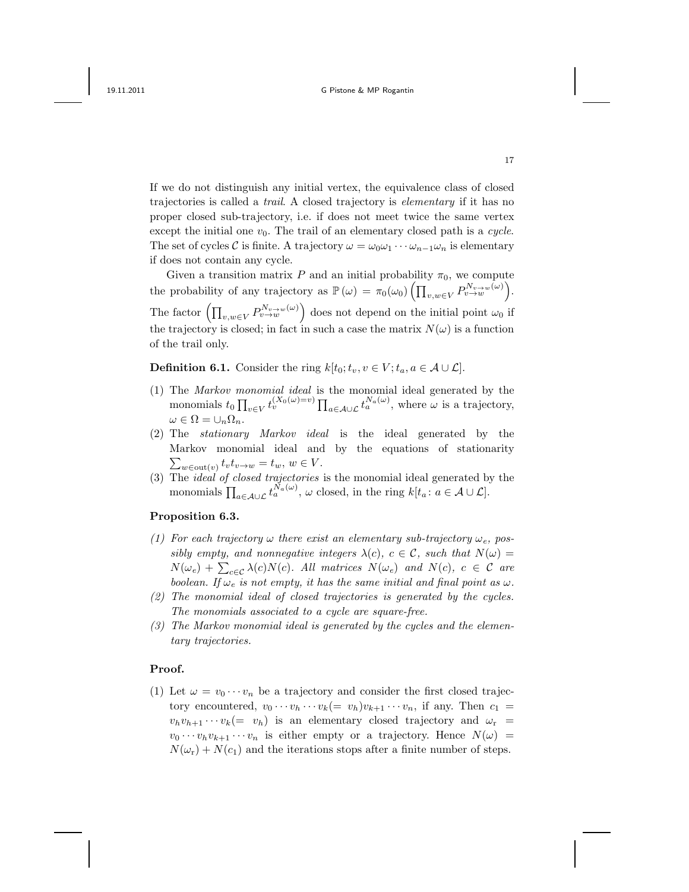If we do not distinguish any initial vertex, the equivalence class of closed trajectories is called a *trail*. A closed trajectory is *elementary* if it has no proper closed sub-trajectory, i.e. if does not meet twice the same vertex except the initial one $v_0$. The trail of an elementary closed path is a *cycle*. The set of cycles $\mathcal{C}$ is finite. A trajectory $\omega = \omega_0\omega_1 \cdots \omega_{n-1}\omega_n$ is elementary if does not contain any cycle.

Given a transition matrix $P$ and an initial probability $\pi_0$, we compute the probability of any trajectory as $\mathbb{P}(\omega) = \pi_0(\omega_0)\left(\prod_{v,w \in V} P_{v\to w}^{N_{v\to w}(\omega)}\right)$. The factor $\left(\prod_{v,w \in V} P_{v\to w}^{N_{v\to w}(\omega)}\right)$ does not depend on the initial point $\omega_0$ if the trajectory is closed; in fact in such a case the matrix $N(\omega)$ is a function of the trail only.

**Definition 6.1.** Consider the ring $k[t_0; t_v, v \in V; t_a, a \in \mathcal{A} \cup \mathcal{L}]$.

(1) The *Markov monomial ideal* is the monomial ideal generated by the monomials $t_0 \prod_{v \in V} t_v^{(X_0(\omega)=v)} \prod_{a \in \mathcal{A}\cup\mathcal{L}} t_a^{N_a(\omega)}$, where $\omega$ is a trajectory, $\omega \in \Omega = \cup_n \Omega_n$.
(2) The *stationary Markov ideal* is the ideal generated by the Markov monomial ideal and by the equations of stationarity $\sum_{w \in \mathrm{out}(v)} t_v t_{v\to w} = t_w$, $w \in V$.
(3) The *ideal of closed trajectories* is the monomial ideal generated by the monomials $\prod_{a \in \mathcal{A}\cup\mathcal{L}} t_a^{N_a(\omega)}$, $\omega$ closed, in the ring $k[t_a \colon a \in \mathcal{A} \cup \mathcal{L}]$.

**Proposition 6.3.**

*(1) For each trajectory $\omega$ there exist an elementary sub-trajectory $\omega_e$, possibly empty, and nonnegative integers $\lambda(c)$, $c \in \mathcal{C}$, such that $N(\omega) = N(\omega_e) + \sum_{c \in \mathcal{C}} \lambda(c) N(c)$. All matrices $N(\omega_e)$ and $N(c)$, $c \in \mathcal{C}$ are boolean. If $\omega_e$ is not empty, it has the same initial and final point as $\omega$.*
*(2) The monomial ideal of closed trajectories is generated by the cycles. The monomials associated to a cycle are square-free.*
*(3) The Markov monomial ideal is generated by the cycles and the elementary trajectories.*

**Proof.**

(1) Let $\omega = v_0 \cdots v_n$ be a trajectory and consider the first closed trajectory encountered, $v_0 \cdots v_h \cdots v_k (= v_h) v_{k+1} \cdots v_n$, if any. Then $c_1 = v_h v_{h+1} \cdots v_k (= v_h)$ is an elementary closed trajectory and $\omega_{\mathrm{r}} = v_0 \cdots v_h v_{k+1} \cdots v_n$ is either empty or a trajectory. Hence $N(\omega) = N(\omega_{\mathrm{r}}) + N(c_1)$ and the iterations stops after a finite number of steps.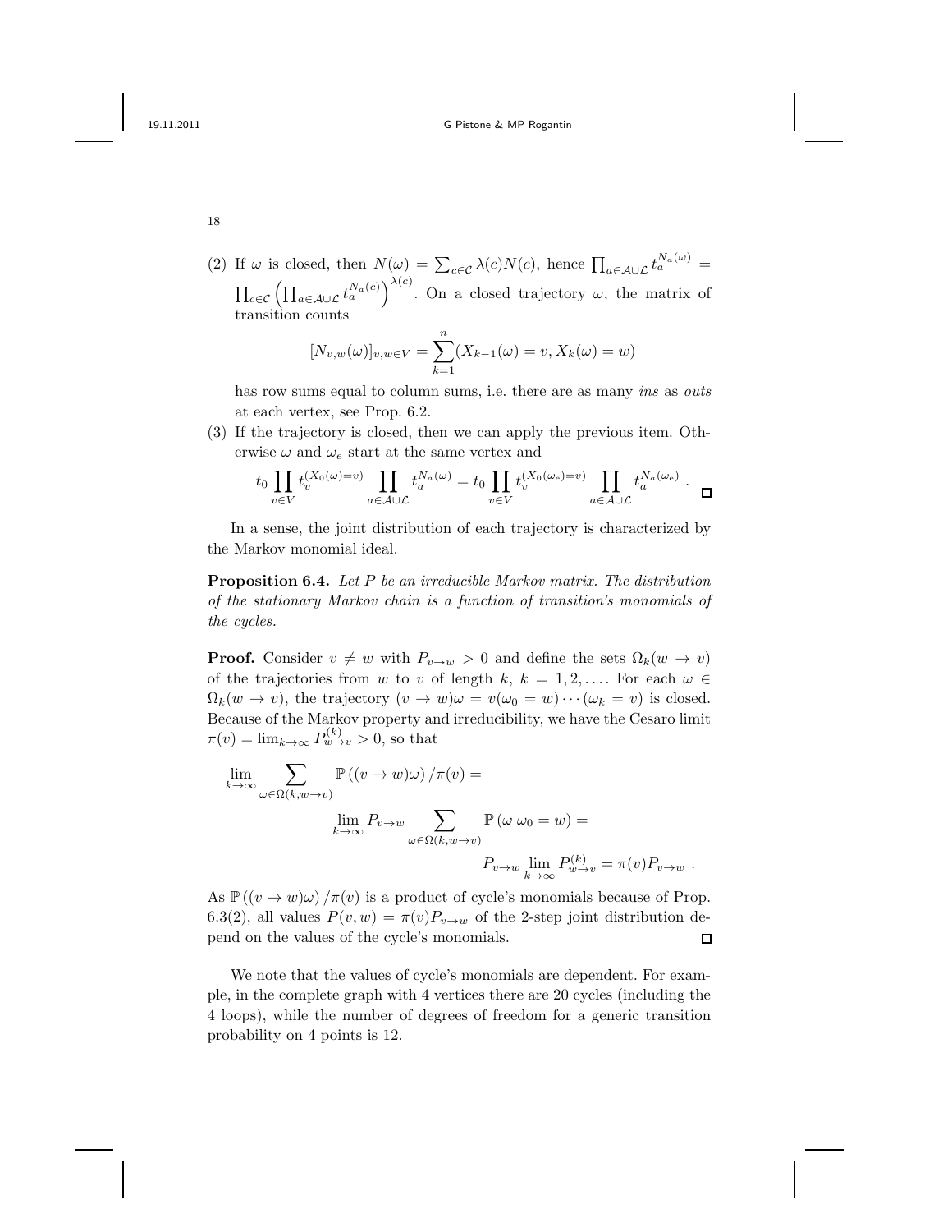(2) If $\omega$ is closed, then $N(\omega) = \sum_{c \in \mathcal{C}} \lambda(c) N(c)$, hence $\prod_{a \in \mathcal{A} \cup \mathcal{L}} t_a^{N_a(\omega)} = \prod_{c \in \mathcal{C}} \left( \prod_{a \in \mathcal{A} \cup \mathcal{L}} t_a^{N_a(c)} \right)^{\lambda(c)}$. On a closed trajectory $\omega$, the matrix of transition counts

$$[N_{v,w}(\omega)]_{v,w \in V} = \sum_{k=1}^{n} (X_{k-1}(\omega) = v, X_k(\omega) = w)$$

has row sums equal to column sums, i.e. there are as many *ins* as *outs* at each vertex, see Prop. 6.2.

(3) If the trajectory is closed, then we can apply the previous item. Otherwise $\omega$ and $\omega_e$ start at the same vertex and

$$t_0 \prod_{v \in V} t_v^{(X_0(\omega)=v)} \prod_{a \in \mathcal{A} \cup \mathcal{L}} t_a^{N_a(\omega)} = t_0 \prod_{v \in V} t_v^{(X_0(\omega_e)=v)} \prod_{a \in \mathcal{A} \cup \mathcal{L}} t_a^{N_a(\omega_e)} . \qquad \square$$

In a sense, the joint distribution of each trajectory is characterized by the Markov monomial ideal.

**Proposition 6.4.** *Let $P$ be an irreducible Markov matrix. The distribution of the stationary Markov chain is a function of transition's monomials of the cycles.*

**Proof.** Consider $v \neq w$ with $P_{v \to w} > 0$ and define the sets $\Omega_k(w \to v)$ of the trajectories from $w$ to $v$ of length $k$, $k = 1, 2, \ldots$. For each $\omega \in \Omega_k(w \to v)$, the trajectory $(v \to w)\omega = v(\omega_0 = w) \cdots (\omega_k = v)$ is closed. Because of the Markov property and irreducibility, we have the Cesaro limit $\pi(v) = \lim_{k \to \infty} P_{w \to v}^{(k)} > 0$, so that

$$\lim_{k \to \infty} \sum_{\omega \in \Omega(k, w \to v)} \mathbb{P}\left((v \to w)\omega\right) / \pi(v) =$$

$$\lim_{k \to \infty} P_{v \to w} \sum_{\omega \in \Omega(k, w \to v)} \mathbb{P}\left(\omega | \omega_0 = w\right) =$$

$$P_{v \to w} \lim_{k \to \infty} P_{w \to v}^{(k)} = \pi(v) P_{v \to w} .$$

As $\mathbb{P}\left((v \to w)\omega\right) / \pi(v)$ is a product of cycle's monomials because of Prop. 6.3(2), all values $P(v, w) = \pi(v) P_{v \to w}$ of the 2-step joint distribution depend on the values of the cycle's monomials. $\square$

We note that the values of cycle's monomials are dependent. For example, in the complete graph with 4 vertices there are 20 cycles (including the 4 loops), while the number of degrees of freedom for a generic transition probability on 4 points is 12.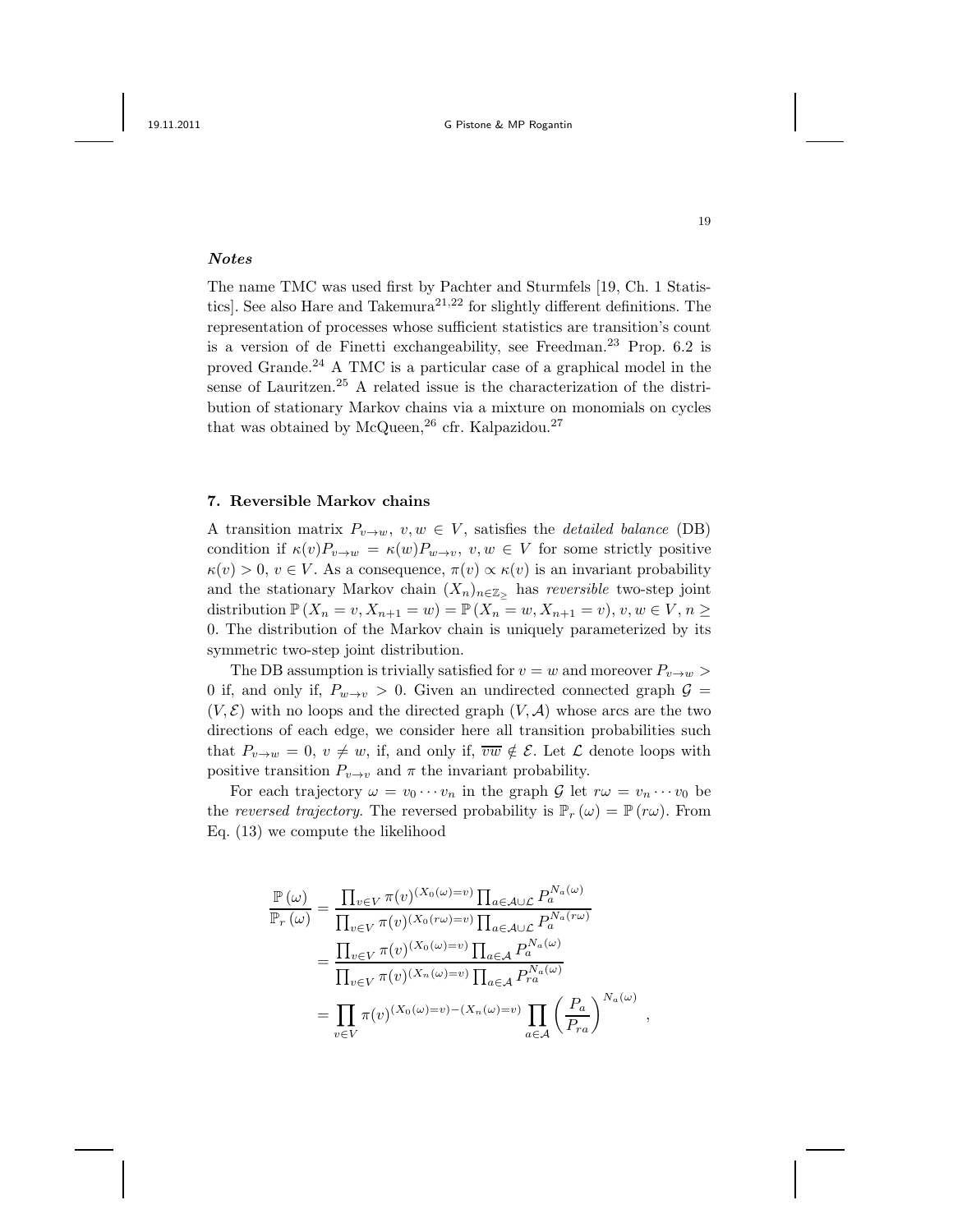### *Notes*

The name TMC was used first by Pachter and Sturmfels [19, Ch. 1 Statistics]. See also Hare and Takemura[21,22] for slightly different definitions. The representation of processes whose sufficient statistics are transition's count is a version of de Finetti exchangeability, see Freedman.[23] Prop. 6.2 is proved Grande.[24] A TMC is a particular case of a graphical model in the sense of Lauritzen.[25] A related issue is the characterization of the distribution of stationary Markov chains via a mixture on monomials on cycles that was obtained by McQueen,[26] cfr. Kalpazidou.[27]

## 7. Reversible Markov chains

A transition matrix $P_{v \to w}$, $v, w \in V$, satisfies the *detailed balance* (DB) condition if $\kappa(v) P_{v \to w} = \kappa(w) P_{w \to v}$, $v, w \in V$ for some strictly positive $\kappa(v) > 0$, $v \in V$. As a consequence, $\pi(v) \propto \kappa(v)$ is an invariant probability and the stationary Markov chain $(X_n)_{n \in \mathbb{Z}_{\geq}}$ has *reversible* two-step joint distribution $\mathbb{P}(X_n = v, X_{n+1} = w) = \mathbb{P}(X_n = w, X_{n+1} = v)$, $v, w \in V$, $n \geq 0$. The distribution of the Markov chain is uniquely parameterized by its symmetric two-step joint distribution.

The DB assumption is trivially satisfied for $v = w$ and moreover $P_{v \to w} > 0$ if, and only if, $P_{w \to v} > 0$. Given an undirected connected graph $\mathcal{G} = (V, \mathcal{E})$ with no loops and the directed graph $(V, \mathcal{A})$ whose arcs are the two directions of each edge, we consider here all transition probabilities such that $P_{v \to w} = 0$, $v \neq w$, if, and only if, $\overline{vw} \notin \mathcal{E}$. Let $\mathcal{L}$ denote loops with positive transition $P_{v \to v}$ and $\pi$ the invariant probability.

For each trajectory $\omega = v_0 \cdots v_n$ in the graph $\mathcal{G}$ let $r\omega = v_n \cdots v_0$ be the *reversed trajectory*. The reversed probability is $\mathbb{P}_r(\omega) = \mathbb{P}(r\omega)$. From Eq. (13) we compute the likelihood

$$
\begin{aligned}
\frac{\mathbb{P}(\omega)}{\mathbb{P}_r(\omega)} &= \frac{\prod_{v \in V} \pi(v)^{(X_0(\omega) = v)} \prod_{a \in \mathcal{A} \cup \mathcal{L}} P_a^{N_a(\omega)}}{\prod_{v \in V} \pi(v)^{(X_0(r\omega) = v)} \prod_{a \in \mathcal{A} \cup \mathcal{L}} P_a^{N_a(r\omega)}} \\
&= \frac{\prod_{v \in V} \pi(v)^{(X_0(\omega) = v)} \prod_{a \in \mathcal{A}} P_a^{N_a(\omega)}}{\prod_{v \in V} \pi(v)^{(X_n(\omega) = v)} \prod_{a \in \mathcal{A}} P_{ra}^{N_a(\omega)}} \\
&= \prod_{v \in V} \pi(v)^{(X_0(\omega) = v) - (X_n(\omega) = v)} \prod_{a \in \mathcal{A}} \left( \frac{P_a}{P_{ra}} \right)^{N_a(\omega)},
\end{aligned}
$$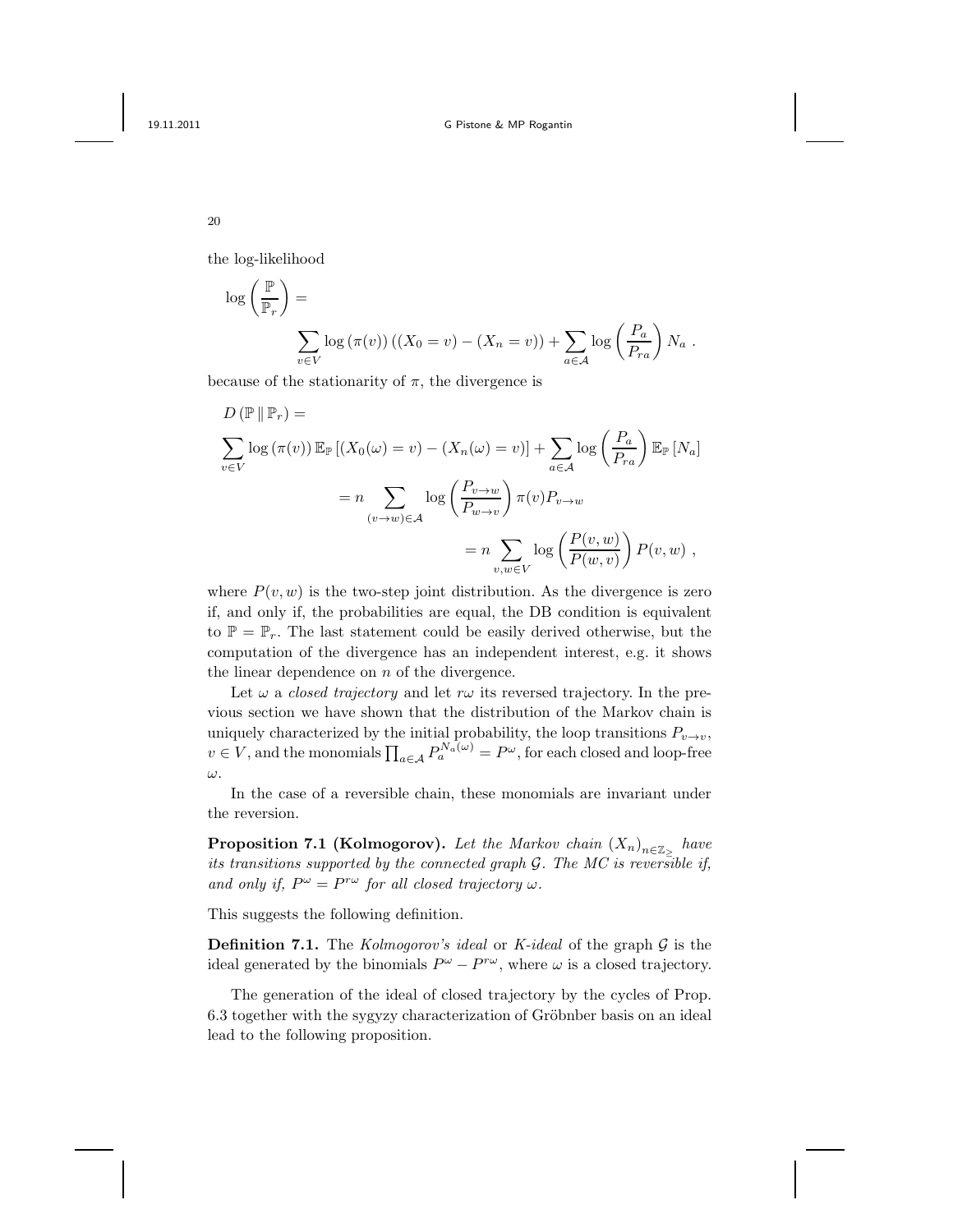the log-likelihood

$$\log\left(\frac{\mathbb{P}}{\mathbb{P}_r}\right) = \sum_{v\in V} \log\left(\pi(v)\right)\left((X_0 = v) - (X_n = v)\right) + \sum_{a\in\mathcal{A}} \log\left(\frac{P_a}{P_{ra}}\right) N_a \ .$$

because of the stationarity of $\pi$, the divergence is

$$\begin{aligned}
D\left(\mathbb{P}\,\|\,\mathbb{P}_r\right) &= \\
&\sum_{v\in V} \log\left(\pi(v)\right) \mathbb{E}_{\mathbb{P}}\left[(X_0(\omega) = v) - (X_n(\omega) = v)\right] + \sum_{a\in\mathcal{A}} \log\left(\frac{P_a}{P_{ra}}\right) \mathbb{E}_{\mathbb{P}}\left[N_a\right] \\
&= n \sum_{(v\to w)\in\mathcal{A}} \log\left(\frac{P_{v\to w}}{P_{w\to v}}\right) \pi(v) P_{v\to w} \\
&= n \sum_{v,w\in V} \log\left(\frac{P(v,w)}{P(w,v)}\right) P(v,w) \ ,
\end{aligned}$$

where $P(v,w)$ is the two-step joint distribution. As the divergence is zero if, and only if, the probabilities are equal, the DB condition is equivalent to $\mathbb{P} = \mathbb{P}_r$. The last statement could be easily derived otherwise, but the computation of the divergence has an independent interest, e.g. it shows the linear dependence on $n$ of the divergence.

Let $\omega$ a *closed trajectory* and let $r\omega$ its reversed trajectory. In the previous section we have shown that the distribution of the Markov chain is uniquely characterized by the initial probability, the loop transitions $P_{v\to v}$, $v \in V$, and the monomials $\prod_{a\in\mathcal{A}} P_a^{N_a(\omega)} = P^\omega$, for each closed and loop-free $\omega$.

In the case of a reversible chain, these monomials are invariant under the reversion.

**Proposition 7.1 (Kolmogorov).** *Let the Markov chain $(X_n)_{n\in\mathbb{Z}_\geq}$ have its transitions supported by the connected graph $\mathcal{G}$. The MC is reversible if, and only if, $P^\omega = P^{r\omega}$ for all closed trajectory $\omega$.*

This suggests the following definition.

**Definition 7.1.** The *Kolmogorov's ideal* or *K-ideal* of the graph $\mathcal{G}$ is the ideal generated by the binomials $P^\omega - P^{r\omega}$, where $\omega$ is a closed trajectory.

The generation of the ideal of closed trajectory by the cycles of Prop. 6.3 together with the sygyzy characterization of Gröbnber basis on an ideal lead to the following proposition.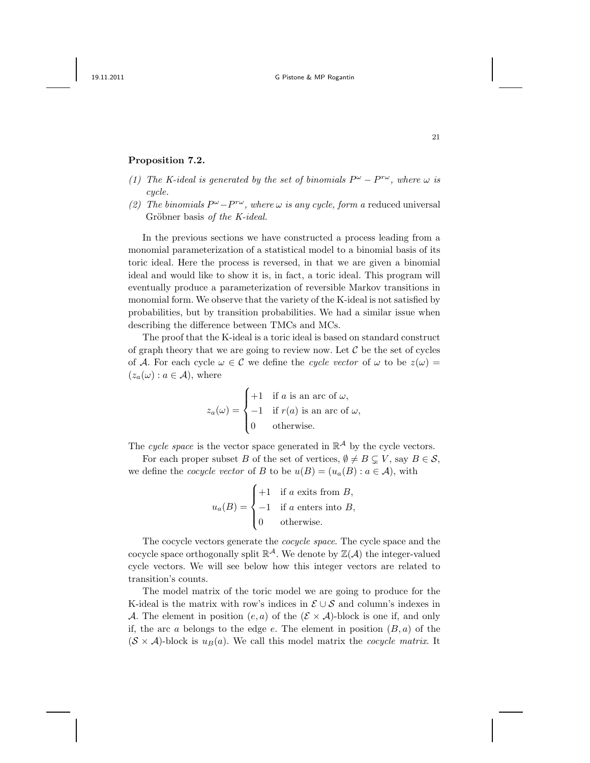**Proposition 7.2.**

(1) *The K-ideal is generated by the set of binomials $P^\omega - P^{r\omega}$, where $\omega$ is cycle.*

(2) *The binomials $P^\omega - P^{r\omega}$, where $\omega$ is any cycle, form a* reduced universal Gröbner basis *of the K-ideal.*

In the previous sections we have constructed a process leading from a monomial parameterization of a statistical model to a binomial basis of its toric ideal. Here the process is reversed, in that we are given a binomial ideal and would like to show it is, in fact, a toric ideal. This program will eventually produce a parameterization of reversible Markov transitions in monomial form. We observe that the variety of the K-ideal is not satisfied by probabilities, but by transition probabilities. We had a similar issue when describing the difference between TMCs and MCs.

The proof that the K-ideal is a toric ideal is based on standard construct of graph theory that we are going to review now. Let $\mathcal{C}$ be the set of cycles of $\mathcal{A}$. For each cycle $\omega \in \mathcal{C}$ we define the *cycle vector* of $\omega$ to be $z(\omega) = (z_a(\omega) : a \in \mathcal{A})$, where

$$z_a(\omega) = \begin{cases} +1 & \text{if } a \text{ is an arc of } \omega, \\ -1 & \text{if } r(a) \text{ is an arc of } \omega, \\ 0 & \text{otherwise.} \end{cases}$$

The *cycle space* is the vector space generated in $\mathbb{R}^\mathcal{A}$ by the cycle vectors.

For each proper subset $B$ of the set of vertices, $\emptyset \neq B \subsetneq V$, say $B \in \mathcal{S}$, we define the *cocycle vector* of $B$ to be $u(B) = (u_a(B) : a \in \mathcal{A})$, with

$$u_a(B) = \begin{cases} +1 & \text{if } a \text{ exits from } B, \\ -1 & \text{if } a \text{ enters into } B, \\ 0 & \text{otherwise.} \end{cases}$$

The cocycle vectors generate the *cocycle space*. The cycle space and the cocycle space orthogonally split $\mathbb{R}^\mathcal{A}$. We denote by $\mathbb{Z}(\mathcal{A})$ the integer-valued cycle vectors. We will see below how this integer vectors are related to transition's counts.

The model matrix of the toric model we are going to produce for the K-ideal is the matrix with row's indices in $\mathcal{E} \cup \mathcal{S}$ and column's indexes in $\mathcal{A}$. The element in position $(e, a)$ of the $(\mathcal{E} \times \mathcal{A})$-block is one if, and only if, the arc $a$ belongs to the edge $e$. The element in position $(B, a)$ of the $(\mathcal{S} \times \mathcal{A})$-block is $u_B(a)$. We call this model matrix the *cocycle matrix*. It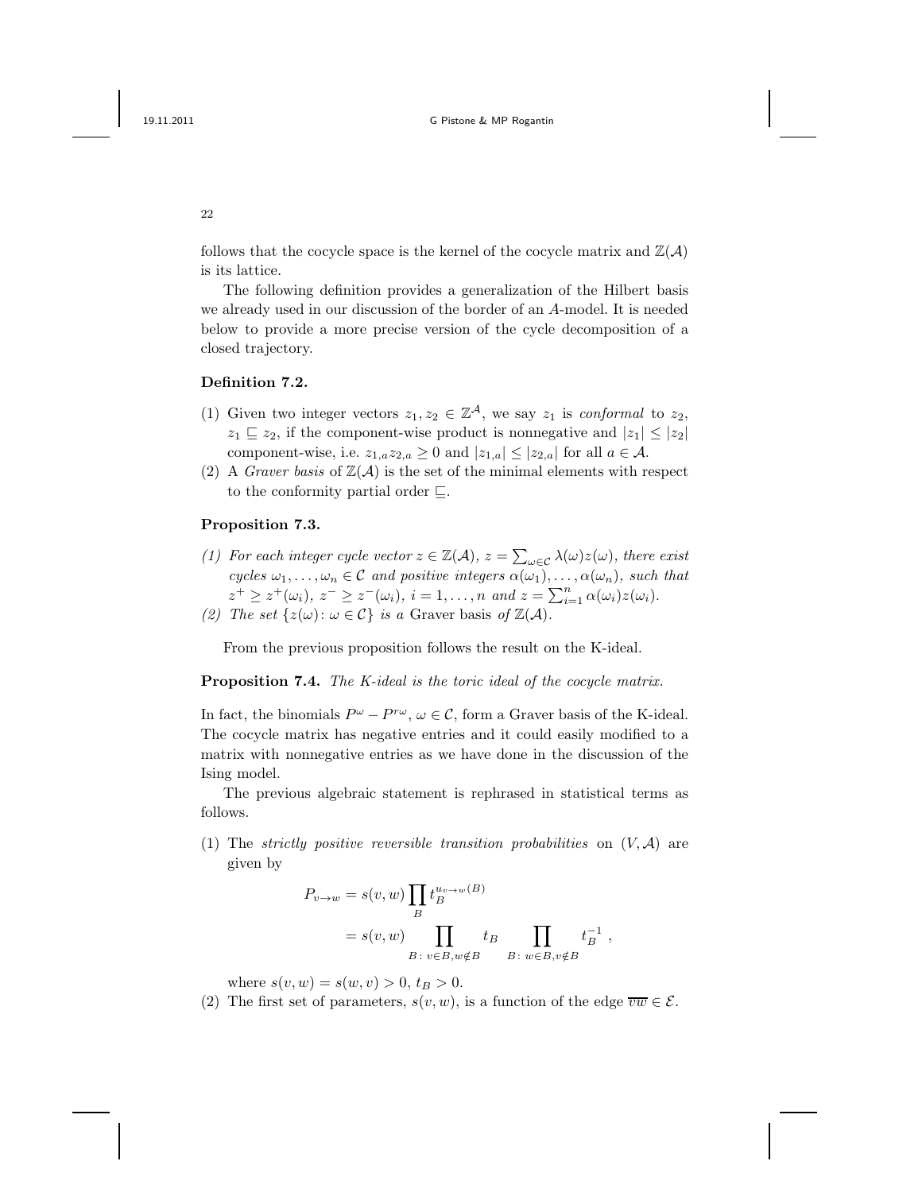follows that the cocycle space is the kernel of the cocycle matrix and $\mathbb{Z}(\mathcal{A})$ is its lattice.

The following definition provides a generalization of the Hilbert basis we already used in our discussion of the border of an $A$-model. It is needed below to provide a more precise version of the cycle decomposition of a closed trajectory.

**Definition 7.2.**

(1) Given two integer vectors $z_1, z_2 \in \mathbb{Z}^{\mathcal{A}}$, we say $z_1$ is *conformal* to $z_2$, $z_1 \sqsubseteq z_2$, if the component-wise product is nonnegative and $|z_1| \leq |z_2|$ component-wise, i.e. $z_{1,a} z_{2,a} \geq 0$ and $|z_{1,a}| \leq |z_{2,a}|$ for all $a \in \mathcal{A}$.

(2) A *Graver basis* of $\mathbb{Z}(\mathcal{A})$ is the set of the minimal elements with respect to the conformity partial order $\sqsubseteq$.

**Proposition 7.3.**

*(1) For each integer cycle vector $z \in \mathbb{Z}(\mathcal{A})$, $z = \sum_{\omega \in \mathcal{C}} \lambda(\omega) z(\omega)$, there exist cycles $\omega_1, \ldots, \omega_n \in \mathcal{C}$ and positive integers $\alpha(\omega_1), \ldots, \alpha(\omega_n)$, such that $z^+ \geq z^+(\omega_i)$, $z^- \geq z^-(\omega_i)$, $i = 1, \ldots, n$ and $z = \sum_{i=1}^{n} \alpha(\omega_i) z(\omega_i)$.*

*(2) The set $\{z(\omega) \colon \omega \in \mathcal{C}\}$ is a* Graver basis *of $\mathbb{Z}(\mathcal{A})$.*

From the previous proposition follows the result on the K-ideal.

**Proposition 7.4.** *The K-ideal is the toric ideal of the cocycle matrix.*

In fact, the binomials $P^{\omega} - P^{r\omega}$, $\omega \in \mathcal{C}$, form a Graver basis of the K-ideal. The cocycle matrix has negative entries and it could easily modified to a matrix with nonnegative entries as we have done in the discussion of the Ising model.

The previous algebraic statement is rephrased in statistical terms as follows.

(1) The *strictly positive reversible transition probabilities* on $(V, \mathcal{A})$ are given by

$$
\begin{aligned}
P_{v \to w} &= s(v, w) \prod_{B} t_B^{u_{v \to w}(B)} \\
&= s(v, w) \prod_{B \colon v \in B, w \notin B} t_B \prod_{B \colon w \in B, v \notin B} t_B^{-1} ,
\end{aligned}
$$

where $s(v, w) = s(w, v) > 0$, $t_B > 0$.

(2) The first set of parameters, $s(v, w)$, is a function of the edge $\overline{vw} \in \mathcal{E}$.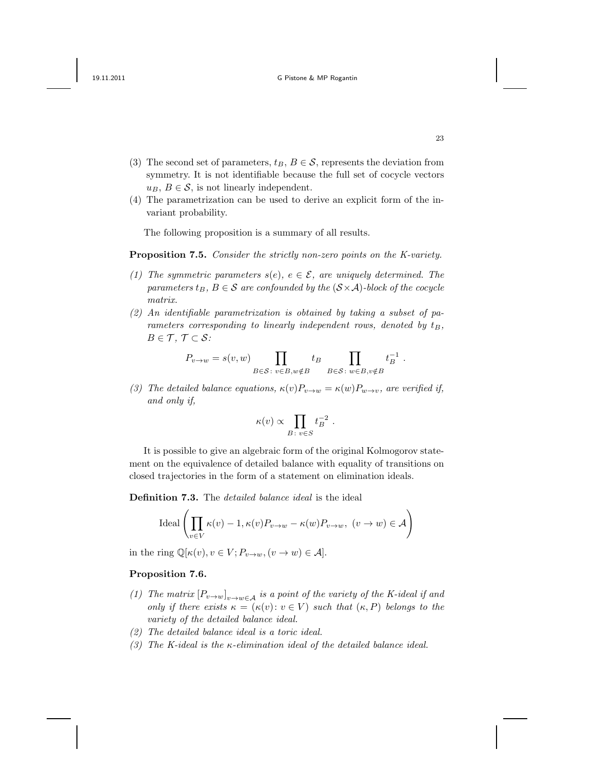(3) The second set of parameters, $t_B$, $B \in \mathcal{S}$, represents the deviation from symmetry. It is not identifiable because the full set of cocycle vectors $u_B$, $B \in \mathcal{S}$, is not linearly independent.

(4) The parametrization can be used to derive an explicit form of the invariant probability.

The following proposition is a summary of all results.

**Proposition 7.5.** *Consider the strictly non-zero points on the K-variety.*

*(1) The symmetric parameters $s(e)$, $e \in \mathcal{E}$, are uniquely determined. The parameters $t_B$, $B \in \mathcal{S}$ are confounded by the $(\mathcal{S} \times \mathcal{A})$-block of the cocycle matrix.*

*(2) An identifiable parametrization is obtained by taking a subset of parameters corresponding to linearly independent rows, denoted by $t_B$, $B \in \mathcal{T}$, $\mathcal{T} \subset \mathcal{S}$:*

$$P_{v \to w} = s(v, w) \prod_{B \in \mathcal{S} \colon v \in B, w \notin B} t_B \prod_{B \in \mathcal{S} \colon w \in B, v \notin B} t_B^{-1} \ .$$

*(3) The detailed balance equations, $\kappa(v) P_{v \to w} = \kappa(w) P_{w \to v}$, are verified if, and only if,*

$$\kappa(v) \propto \prod_{B \colon v \in S} t_B^{-2} \ .$$

It is possible to give an algebraic form of the original Kolmogorov statement on the equivalence of detailed balance with equality of transitions on closed trajectories in the form of a statement on elimination ideals.

**Definition 7.3.** The *detailed balance ideal* is the ideal

$$\operatorname{Ideal}\left( \prod_{v \in V} \kappa(v) - 1, \kappa(v) P_{v \to w} - \kappa(w) P_{v \to w}, \ (v \to w) \in \mathcal{A} \right)$$

in the ring $\mathbb{Q}[\kappa(v), v \in V; P_{v \to w}, (v \to w) \in \mathcal{A}]$.

**Proposition 7.6.**

*(1) The matrix $[P_{v \to w}]_{v \to w \in \mathcal{A}}$ is a point of the variety of the K-ideal if and only if there exists $\kappa = (\kappa(v) \colon v \in V)$ such that $(\kappa, P)$ belongs to the variety of the detailed balance ideal.*

*(2) The detailed balance ideal is a toric ideal.*

*(3) The K-ideal is the $\kappa$-elimination ideal of the detailed balance ideal.*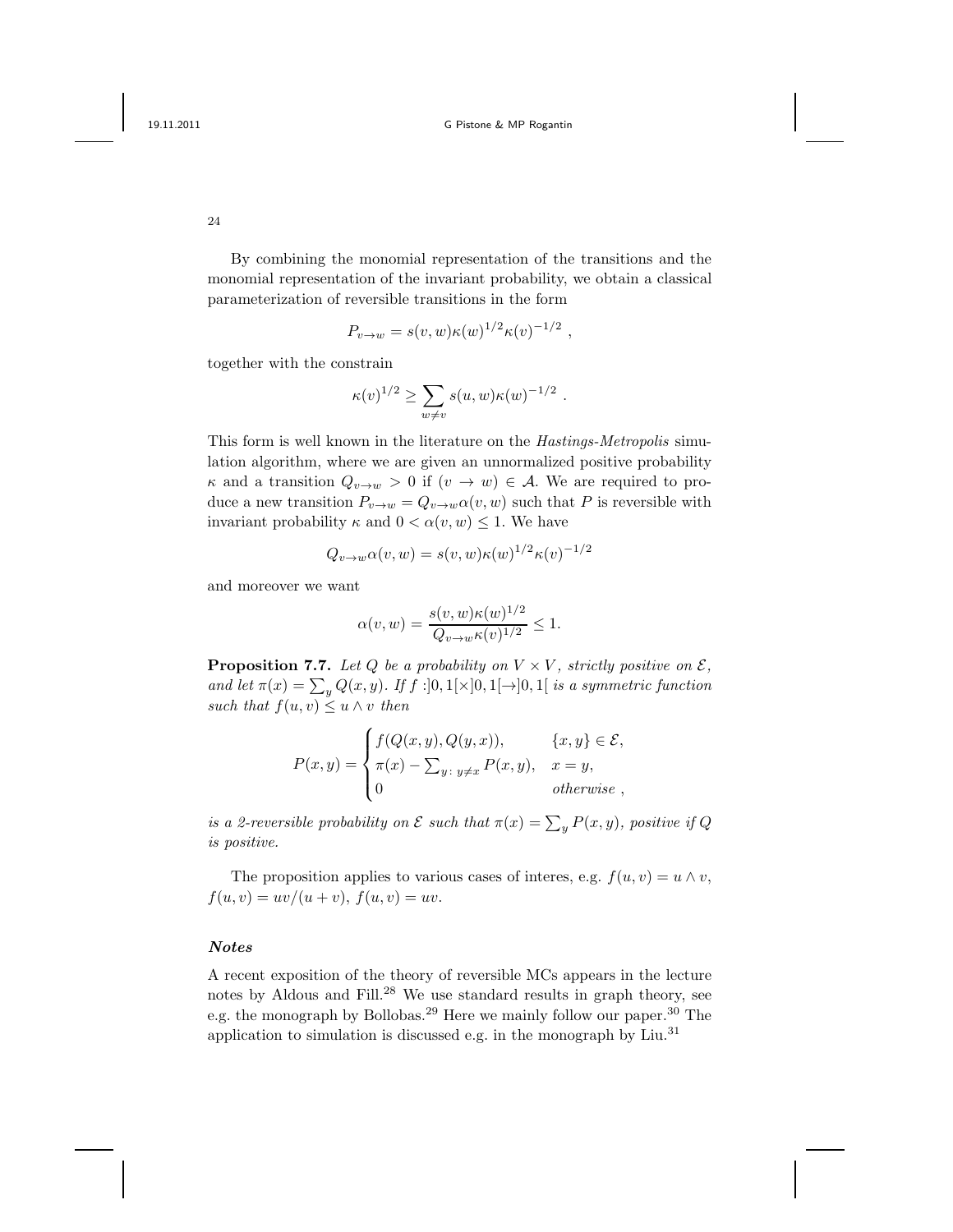By combining the monomial representation of the transitions and the monomial representation of the invariant probability, we obtain a classical parameterization of reversible transitions in the form

$$P_{v \to w} = s(v, w)\kappa(w)^{1/2}\kappa(v)^{-1/2} ,$$

together with the constrain

$$\kappa(v)^{1/2} \geq \sum_{w \neq v} s(u, w)\kappa(w)^{-1/2} .$$

This form is well known in the literature on the *Hastings-Metropolis* simulation algorithm, where we are given an unnormalized positive probability $\kappa$ and a transition $Q_{v \to w} > 0$ if $(v \to w) \in \mathcal{A}$. We are required to produce a new transition $P_{v \to w} = Q_{v \to w}\alpha(v, w)$ such that $P$ is reversible with invariant probability $\kappa$ and $0 < \alpha(v, w) \leq 1$. We have

$$Q_{v \to w}\alpha(v, w) = s(v, w)\kappa(w)^{1/2}\kappa(v)^{-1/2}$$

and moreover we want

$$\alpha(v, w) = \frac{s(v, w)\kappa(w)^{1/2}}{Q_{v \to w}\kappa(v)^{1/2}} \leq 1.$$

**Proposition 7.7.** *Let $Q$ be a probability on $V \times V$, strictly positive on $\mathcal{E}$, and let $\pi(x) = \sum_y Q(x, y)$. If $f : ]0, 1[ \times ]0, 1[ \to ]0, 1[$ is a symmetric function such that $f(u, v) \leq u \wedge v$ then*

$$P(x, y) = \begin{cases} f(Q(x, y), Q(y, x)), & \{x, y\} \in \mathcal{E}, \\ \pi(x) - \sum_{y\colon y \neq x} P(x, y), & x = y, \\ 0 & \textit{otherwise} , \end{cases}$$

*is a 2-reversible probability on $\mathcal{E}$ such that $\pi(x) = \sum_y P(x, y)$, positive if $Q$ is positive.*

The proposition applies to various cases of interes, e.g. $f(u, v) = u \wedge v$, $f(u, v) = uv/(u + v)$, $f(u, v) = uv$.

### *Notes*

A recent exposition of the theory of reversible MCs appears in the lecture notes by Aldous and Fill.[28] We use standard results in graph theory, see e.g. the monograph by Bollobas.[29] Here we mainly follow our paper.[30] The application to simulation is discussed e.g. in the monograph by Liu.[31]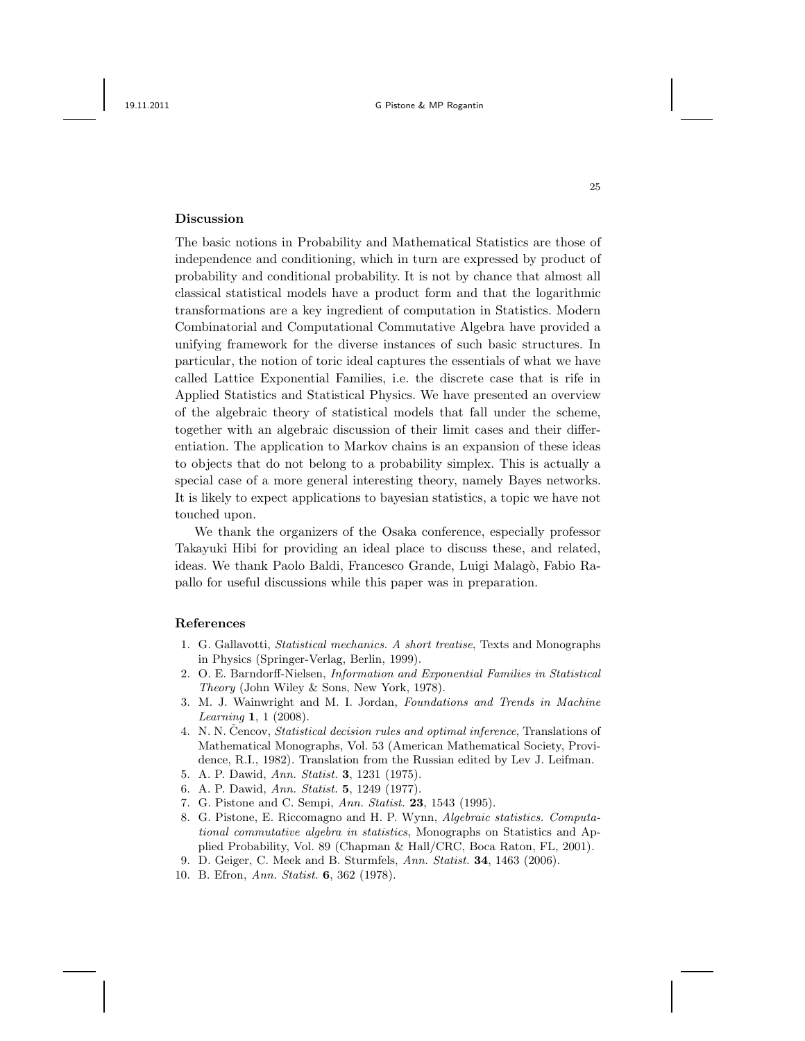## Discussion

The basic notions in Probability and Mathematical Statistics are those of independence and conditioning, which in turn are expressed by product of probability and conditional probability. It is not by chance that almost all classical statistical models have a product form and that the logarithmic transformations are a key ingredient of computation in Statistics. Modern Combinatorial and Computational Commutative Algebra have provided a unifying framework for the diverse instances of such basic structures. In particular, the notion of toric ideal captures the essentials of what we have called Lattice Exponential Families, i.e. the discrete case that is rife in Applied Statistics and Statistical Physics. We have presented an overview of the algebraic theory of statistical models that fall under the scheme, together with an algebraic discussion of their limit cases and their differentiation. The application to Markov chains is an expansion of these ideas to objects that do not belong to a probability simplex. This is actually a special case of a more general interesting theory, namely Bayes networks. It is likely to expect applications to bayesian statistics, a topic we have not touched upon.

We thank the organizers of the Osaka conference, especially professor Takayuki Hibi for providing an ideal place to discuss these, and related, ideas. We thank Paolo Baldi, Francesco Grande, Luigi Malagò, Fabio Rapallo for useful discussions while this paper was in preparation.

## References

1. G. Gallavotti, *Statistical mechanics. A short treatise*, Texts and Monographs in Physics (Springer-Verlag, Berlin, 1999).
2. O. E. Barndorff-Nielsen, *Information and Exponential Families in Statistical Theory* (John Wiley & Sons, New York, 1978).
3. M. J. Wainwright and M. I. Jordan, *Foundations and Trends in Machine Learning* **1**, 1 (2008).
4. N. N. Čencov, *Statistical decision rules and optimal inference*, Translations of Mathematical Monographs, Vol. 53 (American Mathematical Society, Providence, R.I., 1982). Translation from the Russian edited by Lev J. Leifman.
5. A. P. Dawid, *Ann. Statist.* **3**, 1231 (1975).
6. A. P. Dawid, *Ann. Statist.* **5**, 1249 (1977).
7. G. Pistone and C. Sempi, *Ann. Statist.* **23**, 1543 (1995).
8. G. Pistone, E. Riccomagno and H. P. Wynn, *Algebraic statistics. Computational commutative algebra in statistics*, Monographs on Statistics and Applied Probability, Vol. 89 (Chapman & Hall/CRC, Boca Raton, FL, 2001).
9. D. Geiger, C. Meek and B. Sturmfels, *Ann. Statist.* **34**, 1463 (2006).
10. B. Efron, *Ann. Statist.* **6**, 362 (1978).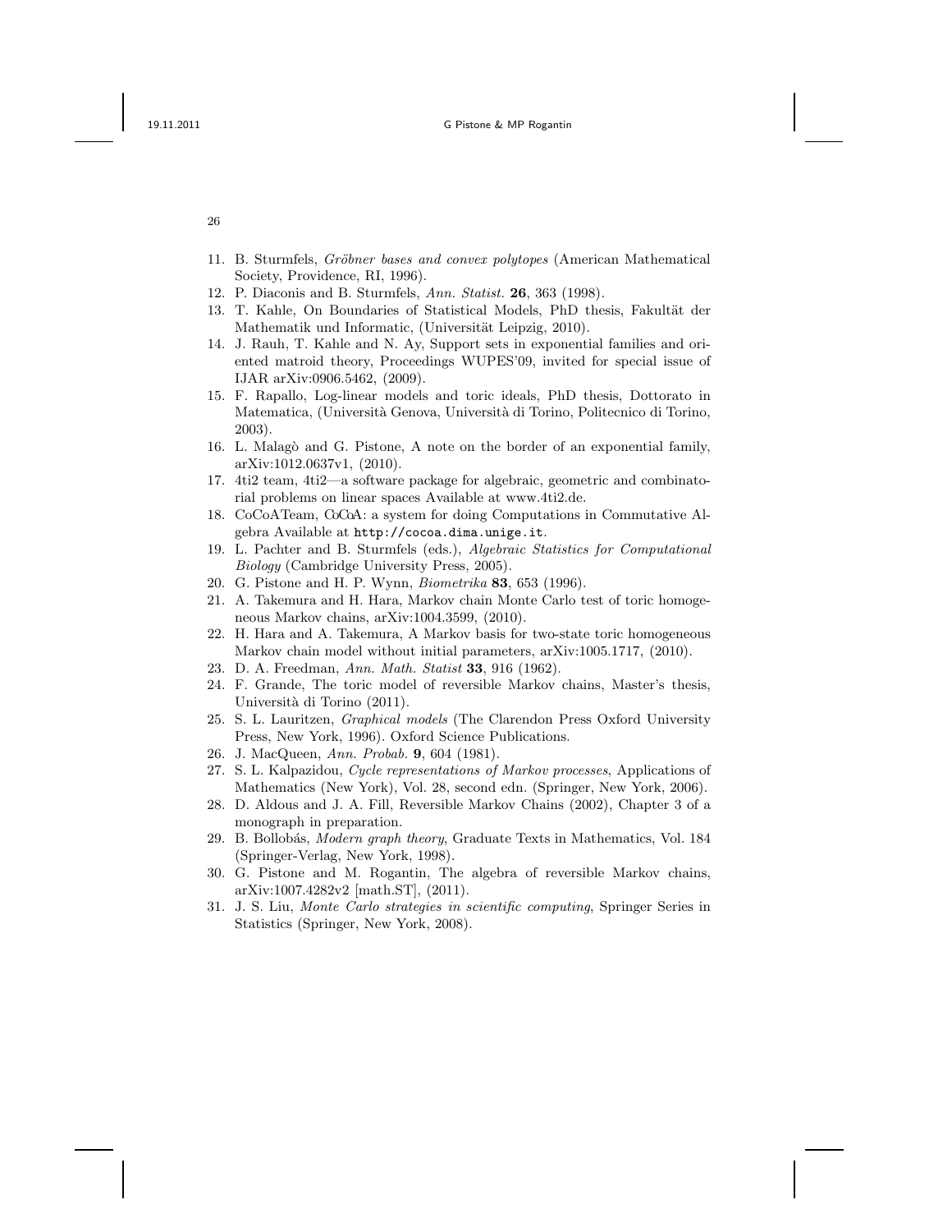11. B. Sturmfels, *Gröbner bases and convex polytopes* (American Mathematical Society, Providence, RI, 1996).
12. P. Diaconis and B. Sturmfels, *Ann. Statist.* **26**, 363 (1998).
13. T. Kahle, On Boundaries of Statistical Models, PhD thesis, Fakultät der Mathematik und Informatic, (Universität Leipzig, 2010).
14. J. Rauh, T. Kahle and N. Ay, Support sets in exponential families and oriented matroid theory, Proceedings WUPES'09, invited for special issue of IJAR arXiv:0906.5462, (2009).
15. F. Rapallo, Log-linear models and toric ideals, PhD thesis, Dottorato in Matematica, (Università Genova, Università di Torino, Politecnico di Torino, 2003).
16. L. Malagò and G. Pistone, A note on the border of an exponential family, arXiv:1012.0637v1, (2010).
17. 4ti2 team, 4ti2—a software package for algebraic, geometric and combinatorial problems on linear spaces Available at www.4ti2.de.
18. CoCoATeam, CoCoA: a system for doing Computations in Commutative Algebra Available at `http://cocoa.dima.unige.it`.
19. L. Pachter and B. Sturmfels (eds.), *Algebraic Statistics for Computational Biology* (Cambridge University Press, 2005).
20. G. Pistone and H. P. Wynn, *Biometrika* **83**, 653 (1996).
21. A. Takemura and H. Hara, Markov chain Monte Carlo test of toric homogeneous Markov chains, arXiv:1004.3599, (2010).
22. H. Hara and A. Takemura, A Markov basis for two-state toric homogeneous Markov chain model without initial parameters, arXiv:1005.1717, (2010).
23. D. A. Freedman, *Ann. Math. Statist* **33**, 916 (1962).
24. F. Grande, The toric model of reversible Markov chains, Master's thesis, Università di Torino (2011).
25. S. L. Lauritzen, *Graphical models* (The Clarendon Press Oxford University Press, New York, 1996). Oxford Science Publications.
26. J. MacQueen, *Ann. Probab.* **9**, 604 (1981).
27. S. L. Kalpazidou, *Cycle representations of Markov processes*, Applications of Mathematics (New York), Vol. 28, second edn. (Springer, New York, 2006).
28. D. Aldous and J. A. Fill, Reversible Markov Chains (2002), Chapter 3 of a monograph in preparation.
29. B. Bollobás, *Modern graph theory*, Graduate Texts in Mathematics, Vol. 184 (Springer-Verlag, New York, 1998).
30. G. Pistone and M. Rogantin, The algebra of reversible Markov chains, arXiv:1007.4282v2 [math.ST], (2011).
31. J. S. Liu, *Monte Carlo strategies in scientific computing*, Springer Series in Statistics (Springer, New York, 2008).